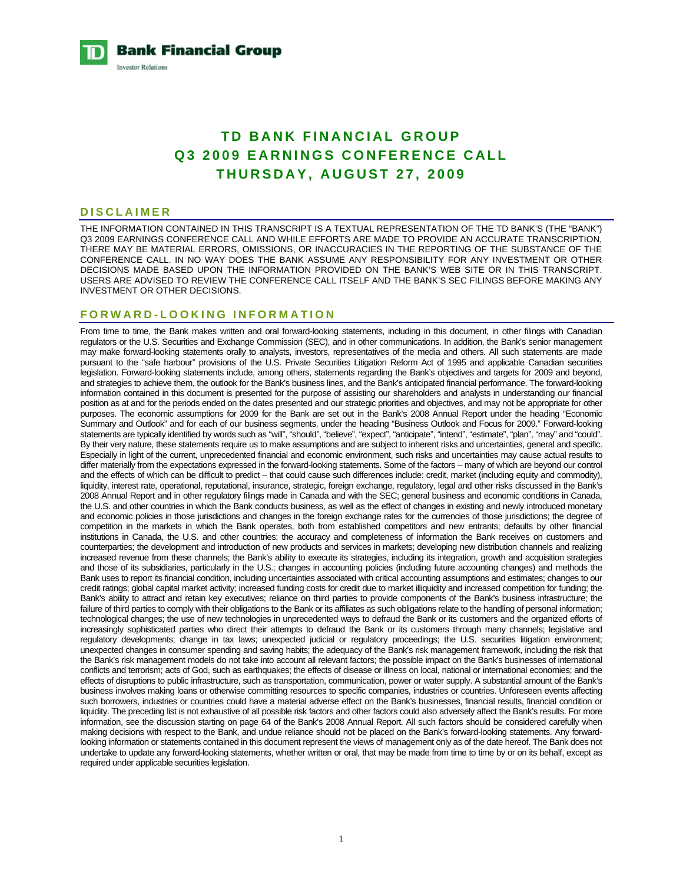**Bank Financial Group**
Investor Relations

# TD BANK FINANCIAL GROUP
# Q3 2009 EARNINGS CONFERENCE CALL
# THURSDAY, AUGUST 27, 2009

## DISCLAIMER

THE INFORMATION CONTAINED IN THIS TRANSCRIPT IS A TEXTUAL REPRESENTATION OF THE TD BANK'S (THE "BANK") Q3 2009 EARNINGS CONFERENCE CALL AND WHILE EFFORTS ARE MADE TO PROVIDE AN ACCURATE TRANSCRIPTION, THERE MAY BE MATERIAL ERRORS, OMISSIONS, OR INACCURACIES IN THE REPORTING OF THE SUBSTANCE OF THE CONFERENCE CALL. IN NO WAY DOES THE BANK ASSUME ANY RESPONSIBILITY FOR ANY INVESTMENT OR OTHER DECISIONS MADE BASED UPON THE INFORMATION PROVIDED ON THE BANK'S WEB SITE OR IN THIS TRANSCRIPT. USERS ARE ADVISED TO REVIEW THE CONFERENCE CALL ITSELF AND THE BANK'S SEC FILINGS BEFORE MAKING ANY INVESTMENT OR OTHER DECISIONS.

## FORWARD-LOOKING INFORMATION

From time to time, the Bank makes written and oral forward-looking statements, including in this document, in other filings with Canadian regulators or the U.S. Securities and Exchange Commission (SEC), and in other communications. In addition, the Bank's senior management may make forward-looking statements orally to analysts, investors, representatives of the media and others. All such statements are made pursuant to the "safe harbour" provisions of the U.S. Private Securities Litigation Reform Act of 1995 and applicable Canadian securities legislation. Forward-looking statements include, among others, statements regarding the Bank's objectives and targets for 2009 and beyond, and strategies to achieve them, the outlook for the Bank's business lines, and the Bank's anticipated financial performance. The forward-looking information contained in this document is presented for the purpose of assisting our shareholders and analysts in understanding our financial position as at and for the periods ended on the dates presented and our strategic priorities and objectives, and may not be appropriate for other purposes. The economic assumptions for 2009 for the Bank are set out in the Bank's 2008 Annual Report under the heading "Economic Summary and Outlook" and for each of our business segments, under the heading "Business Outlook and Focus for 2009." Forward-looking statements are typically identified by words such as "will", "should", "believe", "expect", "anticipate", "intend", "estimate", "plan", "may" and "could". By their very nature, these statements require us to make assumptions and are subject to inherent risks and uncertainties, general and specific. Especially in light of the current, unprecedented financial and economic environment, such risks and uncertainties may cause actual results to differ materially from the expectations expressed in the forward-looking statements. Some of the factors – many of which are beyond our control and the effects of which can be difficult to predict – that could cause such differences include: credit, market (including equity and commodity), liquidity, interest rate, operational, reputational, insurance, strategic, foreign exchange, regulatory, legal and other risks discussed in the Bank's 2008 Annual Report and in other regulatory filings made in Canada and with the SEC; general business and economic conditions in Canada, the U.S. and other countries in which the Bank conducts business, as well as the effect of changes in existing and newly introduced monetary and economic policies in those jurisdictions and changes in the foreign exchange rates for the currencies of those jurisdictions; the degree of competition in the markets in which the Bank operates, both from established competitors and new entrants; defaults by other financial institutions in Canada, the U.S. and other countries; the accuracy and completeness of information the Bank receives on customers and counterparties; the development and introduction of new products and services in markets; developing new distribution channels and realizing increased revenue from these channels; the Bank's ability to execute its strategies, including its integration, growth and acquisition strategies and those of its subsidiaries, particularly in the U.S.; changes in accounting policies (including future accounting changes) and methods the Bank uses to report its financial condition, including uncertainties associated with critical accounting assumptions and estimates; changes to our credit ratings; global capital market activity; increased funding costs for credit due to market illiquidity and increased competition for funding; the Bank's ability to attract and retain key executives; reliance on third parties to provide components of the Bank's business infrastructure; the failure of third parties to comply with their obligations to the Bank or its affiliates as such obligations relate to the handling of personal information; technological changes; the use of new technologies in unprecedented ways to defraud the Bank or its customers and the organized efforts of increasingly sophisticated parties who direct their attempts to defraud the Bank or its customers through many channels; legislative and regulatory developments; change in tax laws; unexpected judicial or regulatory proceedings; the U.S. securities litigation environment; unexpected changes in consumer spending and saving habits; the adequacy of the Bank's risk management framework, including the risk that the Bank's risk management models do not take into account all relevant factors; the possible impact on the Bank's businesses of international conflicts and terrorism; acts of God, such as earthquakes; the effects of disease or illness on local, national or international economies; and the effects of disruptions to public infrastructure, such as transportation, communication, power or water supply. A substantial amount of the Bank's business involves making loans or otherwise committing resources to specific companies, industries or countries. Unforeseen events affecting such borrowers, industries or countries could have a material adverse effect on the Bank's businesses, financial results, financial condition or liquidity. The preceding list is not exhaustive of all possible risk factors and other factors could also adversely affect the Bank's results. For more information, see the discussion starting on page 64 of the Bank's 2008 Annual Report. All such factors should be considered carefully when making decisions with respect to the Bank, and undue reliance should not be placed on the Bank's forward-looking statements. Any forward-looking information or statements contained in this document represent the views of management only as of the date hereof. The Bank does not undertake to update any forward-looking statements, whether written or oral, that may be made from time to time by or on its behalf, except as required under applicable securities legislation.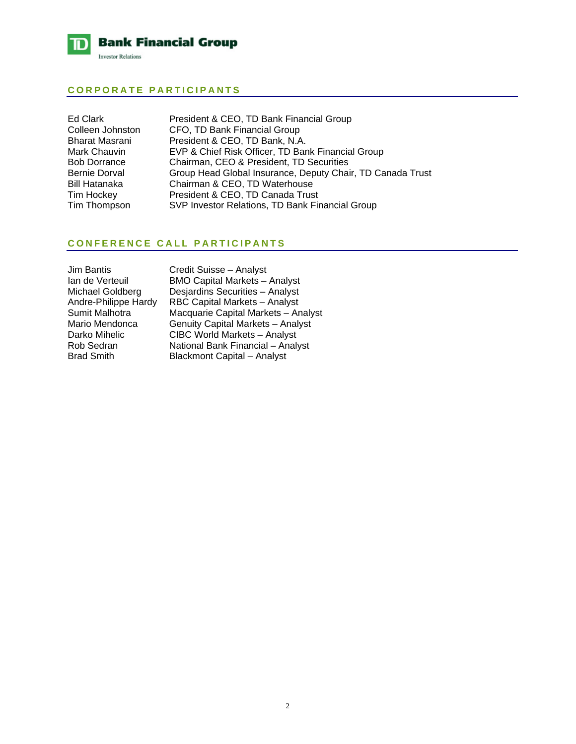## CORPORATE PARTICIPANTS

| | |
|---|---|
| Ed Clark | President & CEO, TD Bank Financial Group |
| Colleen Johnston | CFO, TD Bank Financial Group |
| Bharat Masrani | President & CEO, TD Bank, N.A. |
| Mark Chauvin | EVP & Chief Risk Officer, TD Bank Financial Group |
| Bob Dorrance | Chairman, CEO & President, TD Securities |
| Bernie Dorval | Group Head Global Insurance, Deputy Chair, TD Canada Trust |
| Bill Hatanaka | Chairman & CEO, TD Waterhouse |
| Tim Hockey | President & CEO, TD Canada Trust |
| Tim Thompson | SVP Investor Relations, TD Bank Financial Group |

## CONFERENCE CALL PARTICIPANTS

| | |
|---|---|
| Jim Bantis | Credit Suisse – Analyst |
| Ian de Verteuil | BMO Capital Markets – Analyst |
| Michael Goldberg | Desjardins Securities – Analyst |
| Andre-Philippe Hardy | RBC Capital Markets – Analyst |
| Sumit Malhotra | Macquarie Capital Markets – Analyst |
| Mario Mendonca | Genuity Capital Markets – Analyst |
| Darko Mihelic | CIBC World Markets – Analyst |
| Rob Sedran | National Bank Financial – Analyst |
| Brad Smith | Blackmont Capital – Analyst |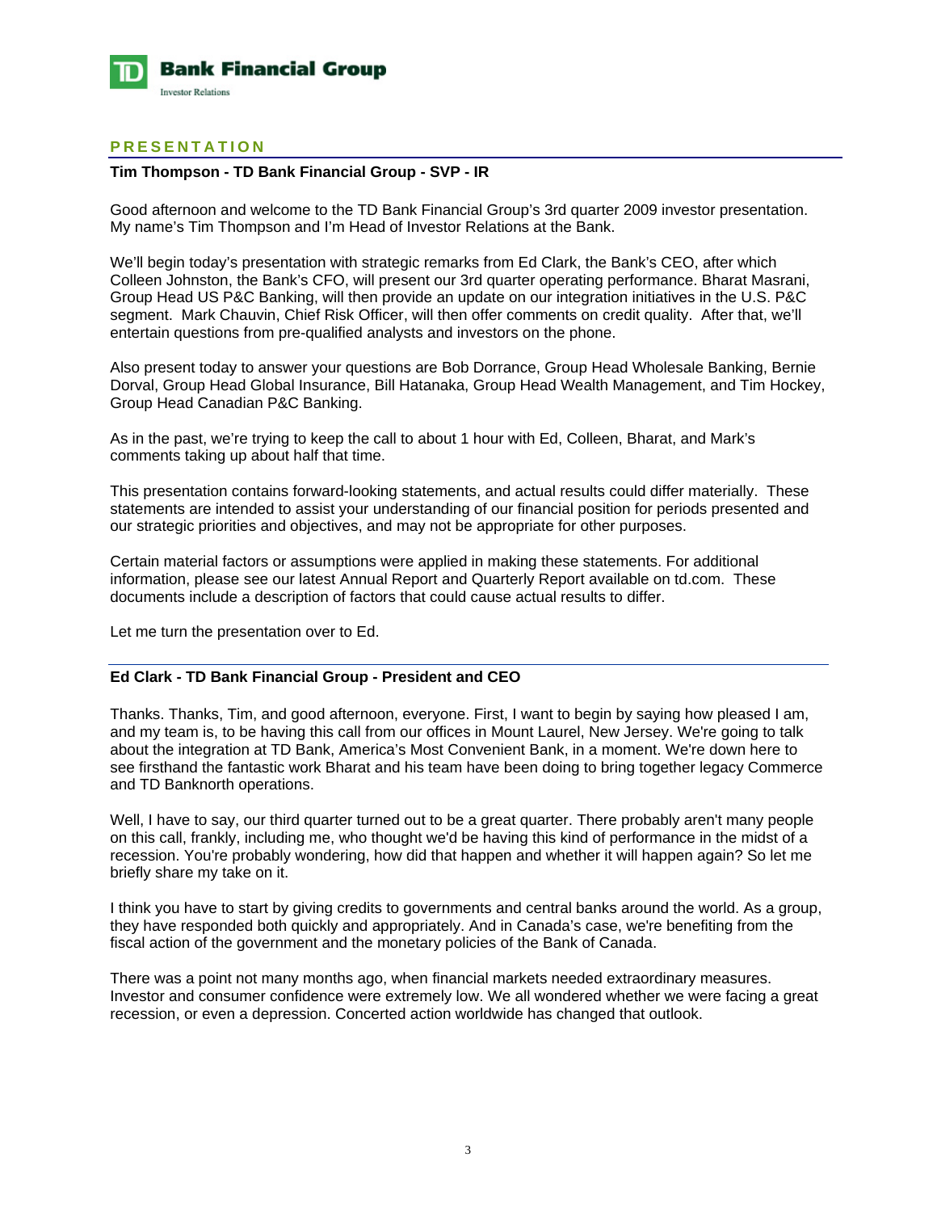## PRESENTATION

**Tim Thompson - TD Bank Financial Group - SVP - IR**

Good afternoon and welcome to the TD Bank Financial Group's 3rd quarter 2009 investor presentation. My name's Tim Thompson and I'm Head of Investor Relations at the Bank.

We'll begin today's presentation with strategic remarks from Ed Clark, the Bank's CEO, after which Colleen Johnston, the Bank's CFO, will present our 3rd quarter operating performance. Bharat Masrani, Group Head US P&C Banking, will then provide an update on our integration initiatives in the U.S. P&C segment. Mark Chauvin, Chief Risk Officer, will then offer comments on credit quality. After that, we'll entertain questions from pre-qualified analysts and investors on the phone.

Also present today to answer your questions are Bob Dorrance, Group Head Wholesale Banking, Bernie Dorval, Group Head Global Insurance, Bill Hatanaka, Group Head Wealth Management, and Tim Hockey, Group Head Canadian P&C Banking.

As in the past, we're trying to keep the call to about 1 hour with Ed, Colleen, Bharat, and Mark's comments taking up about half that time.

This presentation contains forward-looking statements, and actual results could differ materially. These statements are intended to assist your understanding of our financial position for periods presented and our strategic priorities and objectives, and may not be appropriate for other purposes.

Certain material factors or assumptions were applied in making these statements. For additional information, please see our latest Annual Report and Quarterly Report available on td.com. These documents include a description of factors that could cause actual results to differ.

Let me turn the presentation over to Ed.

**Ed Clark - TD Bank Financial Group - President and CEO**

Thanks. Thanks, Tim, and good afternoon, everyone. First, I want to begin by saying how pleased I am, and my team is, to be having this call from our offices in Mount Laurel, New Jersey. We're going to talk about the integration at TD Bank, America's Most Convenient Bank, in a moment. We're down here to see firsthand the fantastic work Bharat and his team have been doing to bring together legacy Commerce and TD Banknorth operations.

Well, I have to say, our third quarter turned out to be a great quarter. There probably aren't many people on this call, frankly, including me, who thought we'd be having this kind of performance in the midst of a recession. You're probably wondering, how did that happen and whether it will happen again? So let me briefly share my take on it.

I think you have to start by giving credits to governments and central banks around the world. As a group, they have responded both quickly and appropriately. And in Canada's case, we're benefiting from the fiscal action of the government and the monetary policies of the Bank of Canada.

There was a point not many months ago, when financial markets needed extraordinary measures. Investor and consumer confidence were extremely low. We all wondered whether we were facing a great recession, or even a depression. Concerted action worldwide has changed that outlook.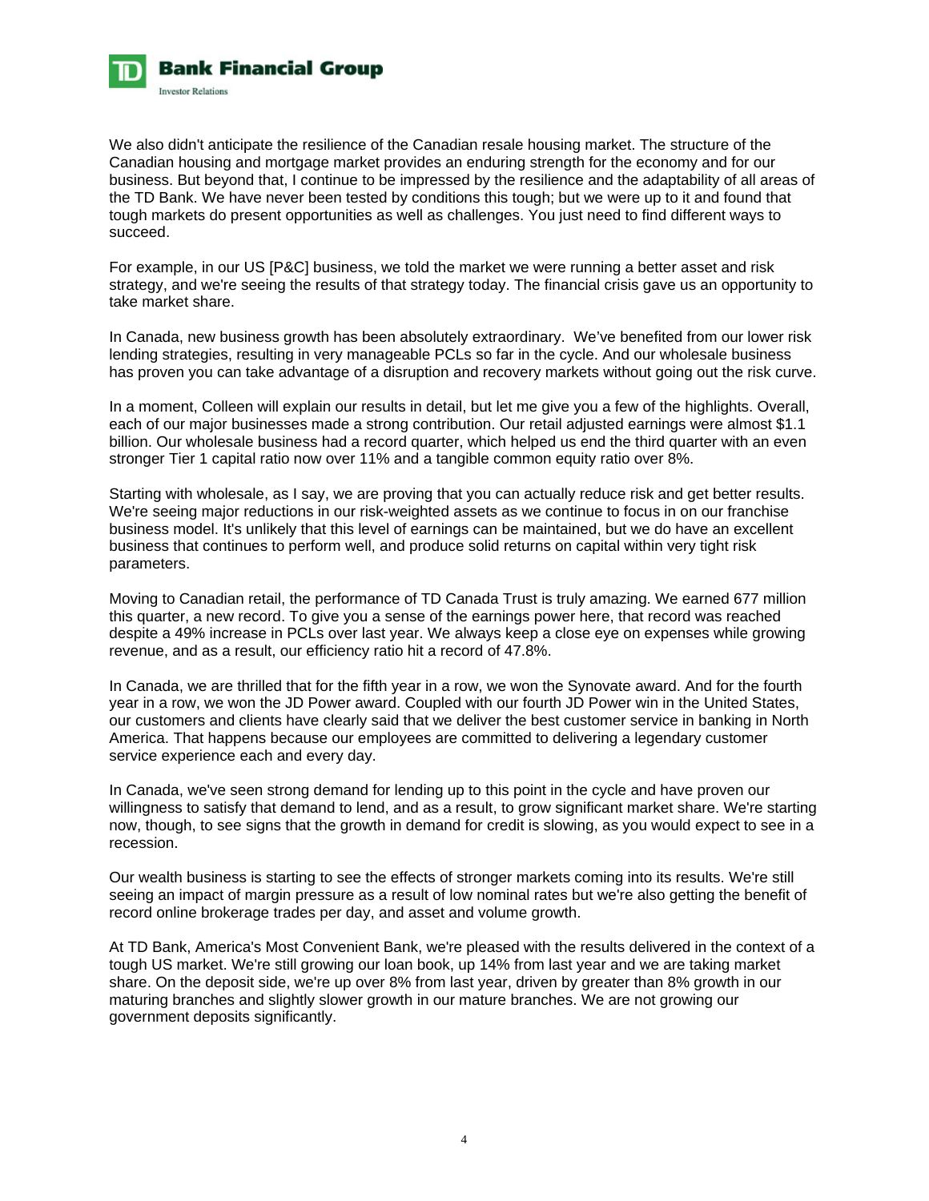We also didn't anticipate the resilience of the Canadian resale housing market. The structure of the Canadian housing and mortgage market provides an enduring strength for the economy and for our business. But beyond that, I continue to be impressed by the resilience and the adaptability of all areas of the TD Bank. We have never been tested by conditions this tough; but we were up to it and found that tough markets do present opportunities as well as challenges. You just need to find different ways to succeed.

For example, in our US [P&C] business, we told the market we were running a better asset and risk strategy, and we're seeing the results of that strategy today. The financial crisis gave us an opportunity to take market share.

In Canada, new business growth has been absolutely extraordinary. We've benefited from our lower risk lending strategies, resulting in very manageable PCLs so far in the cycle. And our wholesale business has proven you can take advantage of a disruption and recovery markets without going out the risk curve.

In a moment, Colleen will explain our results in detail, but let me give you a few of the highlights. Overall, each of our major businesses made a strong contribution. Our retail adjusted earnings were almost $1.1 billion. Our wholesale business had a record quarter, which helped us end the third quarter with an even stronger Tier 1 capital ratio now over 11% and a tangible common equity ratio over 8%.

Starting with wholesale, as I say, we are proving that you can actually reduce risk and get better results. We're seeing major reductions in our risk-weighted assets as we continue to focus in on our franchise business model. It's unlikely that this level of earnings can be maintained, but we do have an excellent business that continues to perform well, and produce solid returns on capital within very tight risk parameters.

Moving to Canadian retail, the performance of TD Canada Trust is truly amazing. We earned 677 million this quarter, a new record. To give you a sense of the earnings power here, that record was reached despite a 49% increase in PCLs over last year. We always keep a close eye on expenses while growing revenue, and as a result, our efficiency ratio hit a record of 47.8%.

In Canada, we are thrilled that for the fifth year in a row, we won the Synovate award. And for the fourth year in a row, we won the JD Power award. Coupled with our fourth JD Power win in the United States, our customers and clients have clearly said that we deliver the best customer service in banking in North America. That happens because our employees are committed to delivering a legendary customer service experience each and every day.

In Canada, we've seen strong demand for lending up to this point in the cycle and have proven our willingness to satisfy that demand to lend, and as a result, to grow significant market share. We're starting now, though, to see signs that the growth in demand for credit is slowing, as you would expect to see in a recession.

Our wealth business is starting to see the effects of stronger markets coming into its results. We're still seeing an impact of margin pressure as a result of low nominal rates but we're also getting the benefit of record online brokerage trades per day, and asset and volume growth.

At TD Bank, America's Most Convenient Bank, we're pleased with the results delivered in the context of a tough US market. We're still growing our loan book, up 14% from last year and we are taking market share. On the deposit side, we're up over 8% from last year, driven by greater than 8% growth in our maturing branches and slightly slower growth in our mature branches. We are not growing our government deposits significantly.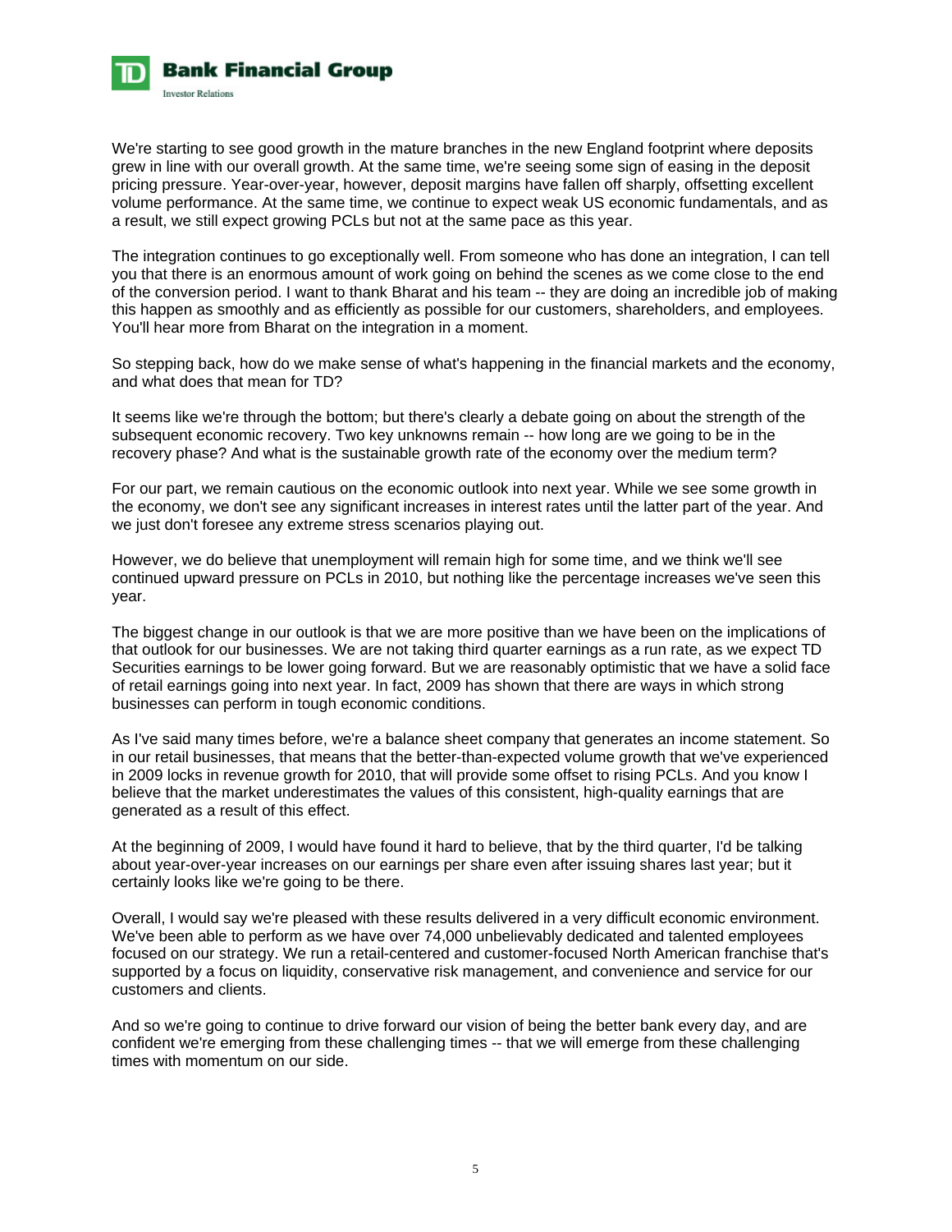We're starting to see good growth in the mature branches in the new England footprint where deposits grew in line with our overall growth. At the same time, we're seeing some sign of easing in the deposit pricing pressure. Year-over-year, however, deposit margins have fallen off sharply, offsetting excellent volume performance. At the same time, we continue to expect weak US economic fundamentals, and as a result, we still expect growing PCLs but not at the same pace as this year.

The integration continues to go exceptionally well. From someone who has done an integration, I can tell you that there is an enormous amount of work going on behind the scenes as we come close to the end of the conversion period. I want to thank Bharat and his team -- they are doing an incredible job of making this happen as smoothly and as efficiently as possible for our customers, shareholders, and employees. You'll hear more from Bharat on the integration in a moment.

So stepping back, how do we make sense of what's happening in the financial markets and the economy, and what does that mean for TD?

It seems like we're through the bottom; but there's clearly a debate going on about the strength of the subsequent economic recovery. Two key unknowns remain -- how long are we going to be in the recovery phase? And what is the sustainable growth rate of the economy over the medium term?

For our part, we remain cautious on the economic outlook into next year. While we see some growth in the economy, we don't see any significant increases in interest rates until the latter part of the year. And we just don't foresee any extreme stress scenarios playing out.

However, we do believe that unemployment will remain high for some time, and we think we'll see continued upward pressure on PCLs in 2010, but nothing like the percentage increases we've seen this year.

The biggest change in our outlook is that we are more positive than we have been on the implications of that outlook for our businesses. We are not taking third quarter earnings as a run rate, as we expect TD Securities earnings to be lower going forward. But we are reasonably optimistic that we have a solid face of retail earnings going into next year. In fact, 2009 has shown that there are ways in which strong businesses can perform in tough economic conditions.

As I've said many times before, we're a balance sheet company that generates an income statement. So in our retail businesses, that means that the better-than-expected volume growth that we've experienced in 2009 locks in revenue growth for 2010, that will provide some offset to rising PCLs. And you know I believe that the market underestimates the values of this consistent, high-quality earnings that are generated as a result of this effect.

At the beginning of 2009, I would have found it hard to believe, that by the third quarter, I'd be talking about year-over-year increases on our earnings per share even after issuing shares last year; but it certainly looks like we're going to be there.

Overall, I would say we're pleased with these results delivered in a very difficult economic environment. We've been able to perform as we have over 74,000 unbelievably dedicated and talented employees focused on our strategy. We run a retail-centered and customer-focused North American franchise that's supported by a focus on liquidity, conservative risk management, and convenience and service for our customers and clients.

And so we're going to continue to drive forward our vision of being the better bank every day, and are confident we're emerging from these challenging times -- that we will emerge from these challenging times with momentum on our side.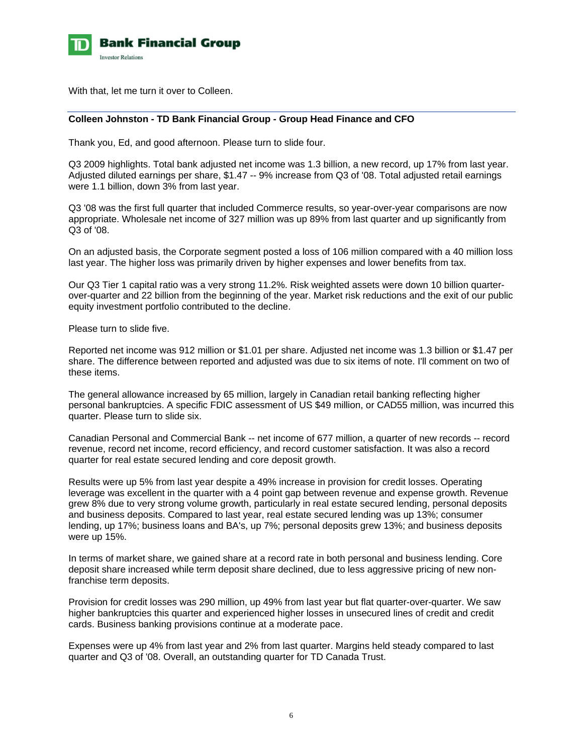With that, let me turn it over to Colleen.

---

**Colleen Johnston - TD Bank Financial Group - Group Head Finance and CFO**

Thank you, Ed, and good afternoon. Please turn to slide four.

Q3 2009 highlights. Total bank adjusted net income was 1.3 billion, a new record, up 17% from last year. Adjusted diluted earnings per share, $1.47 -- 9% increase from Q3 of '08. Total adjusted retail earnings were 1.1 billion, down 3% from last year.

Q3 '08 was the first full quarter that included Commerce results, so year-over-year comparisons are now appropriate. Wholesale net income of 327 million was up 89% from last quarter and up significantly from Q3 of '08.

On an adjusted basis, the Corporate segment posted a loss of 106 million compared with a 40 million loss last year. The higher loss was primarily driven by higher expenses and lower benefits from tax.

Our Q3 Tier 1 capital ratio was a very strong 11.2%. Risk weighted assets were down 10 billion quarter-over-quarter and 22 billion from the beginning of the year. Market risk reductions and the exit of our public equity investment portfolio contributed to the decline.

Please turn to slide five.

Reported net income was 912 million or $1.01 per share. Adjusted net income was 1.3 billion or $1.47 per share. The difference between reported and adjusted was due to six items of note. I'll comment on two of these items.

The general allowance increased by 65 million, largely in Canadian retail banking reflecting higher personal bankruptcies. A specific FDIC assessment of US $49 million, or CAD55 million, was incurred this quarter. Please turn to slide six.

Canadian Personal and Commercial Bank -- net income of 677 million, a quarter of new records -- record revenue, record net income, record efficiency, and record customer satisfaction. It was also a record quarter for real estate secured lending and core deposit growth.

Results were up 5% from last year despite a 49% increase in provision for credit losses. Operating leverage was excellent in the quarter with a 4 point gap between revenue and expense growth. Revenue grew 8% due to very strong volume growth, particularly in real estate secured lending, personal deposits and business deposits. Compared to last year, real estate secured lending was up 13%; consumer lending, up 17%; business loans and BA's, up 7%; personal deposits grew 13%; and business deposits were up 15%.

In terms of market share, we gained share at a record rate in both personal and business lending. Core deposit share increased while term deposit share declined, due to less aggressive pricing of new non-franchise term deposits.

Provision for credit losses was 290 million, up 49% from last year but flat quarter-over-quarter. We saw higher bankruptcies this quarter and experienced higher losses in unsecured lines of credit and credit cards. Business banking provisions continue at a moderate pace.

Expenses were up 4% from last year and 2% from last quarter. Margins held steady compared to last quarter and Q3 of '08. Overall, an outstanding quarter for TD Canada Trust.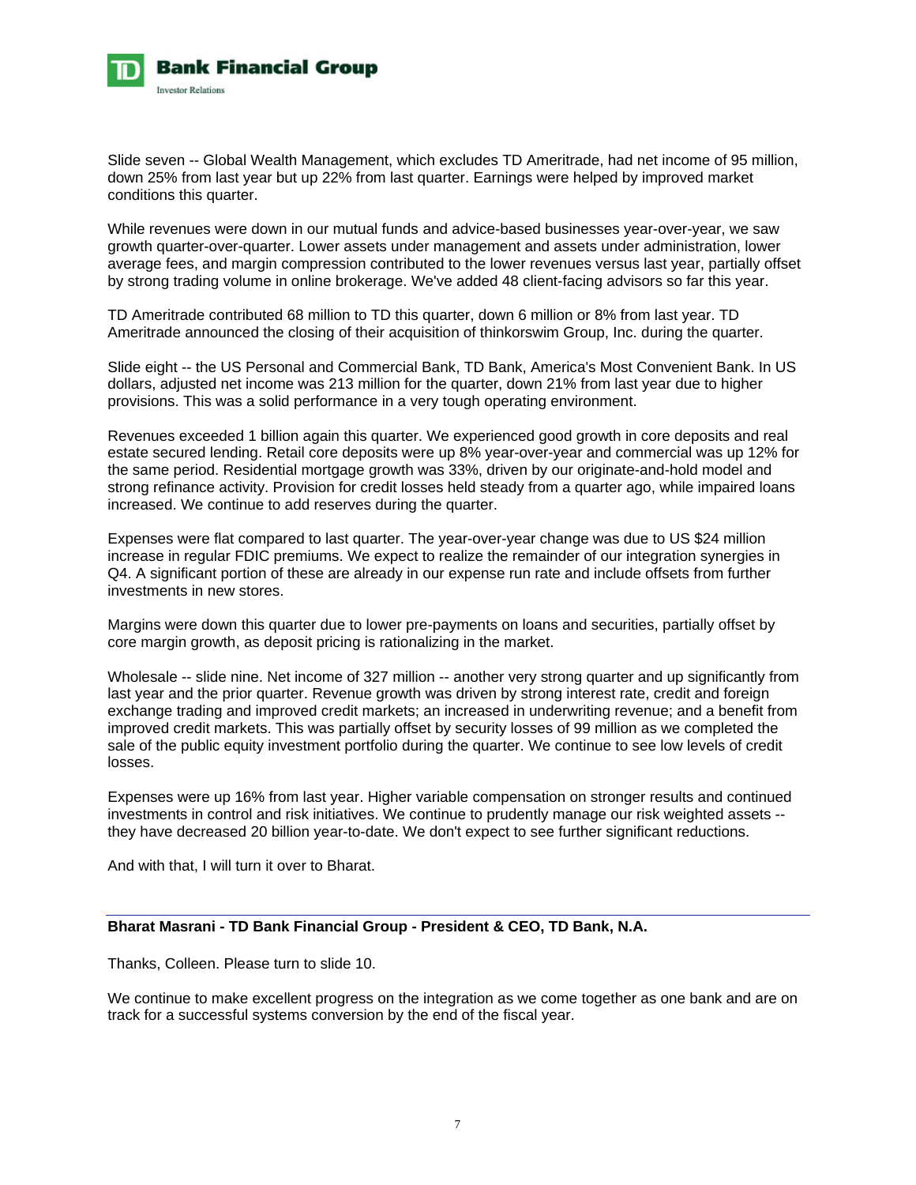Slide seven -- Global Wealth Management, which excludes TD Ameritrade, had net income of 95 million, down 25% from last year but up 22% from last quarter. Earnings were helped by improved market conditions this quarter.

While revenues were down in our mutual funds and advice-based businesses year-over-year, we saw growth quarter-over-quarter. Lower assets under management and assets under administration, lower average fees, and margin compression contributed to the lower revenues versus last year, partially offset by strong trading volume in online brokerage. We've added 48 client-facing advisors so far this year.

TD Ameritrade contributed 68 million to TD this quarter, down 6 million or 8% from last year. TD Ameritrade announced the closing of their acquisition of thinkorswim Group, Inc. during the quarter.

Slide eight -- the US Personal and Commercial Bank, TD Bank, America's Most Convenient Bank. In US dollars, adjusted net income was 213 million for the quarter, down 21% from last year due to higher provisions. This was a solid performance in a very tough operating environment.

Revenues exceeded 1 billion again this quarter. We experienced good growth in core deposits and real estate secured lending. Retail core deposits were up 8% year-over-year and commercial was up 12% for the same period. Residential mortgage growth was 33%, driven by our originate-and-hold model and strong refinance activity. Provision for credit losses held steady from a quarter ago, while impaired loans increased. We continue to add reserves during the quarter.

Expenses were flat compared to last quarter. The year-over-year change was due to US $24 million increase in regular FDIC premiums. We expect to realize the remainder of our integration synergies in Q4. A significant portion of these are already in our expense run rate and include offsets from further investments in new stores.

Margins were down this quarter due to lower pre-payments on loans and securities, partially offset by core margin growth, as deposit pricing is rationalizing in the market.

Wholesale -- slide nine. Net income of 327 million -- another very strong quarter and up significantly from last year and the prior quarter. Revenue growth was driven by strong interest rate, credit and foreign exchange trading and improved credit markets; an increased in underwriting revenue; and a benefit from improved credit markets. This was partially offset by security losses of 99 million as we completed the sale of the public equity investment portfolio during the quarter. We continue to see low levels of credit losses.

Expenses were up 16% from last year. Higher variable compensation on stronger results and continued investments in control and risk initiatives. We continue to prudently manage our risk weighted assets -- they have decreased 20 billion year-to-date. We don't expect to see further significant reductions.

And with that, I will turn it over to Bharat.

---

**Bharat Masrani - TD Bank Financial Group - President & CEO, TD Bank, N.A.**

Thanks, Colleen. Please turn to slide 10.

We continue to make excellent progress on the integration as we come together as one bank and are on track for a successful systems conversion by the end of the fiscal year.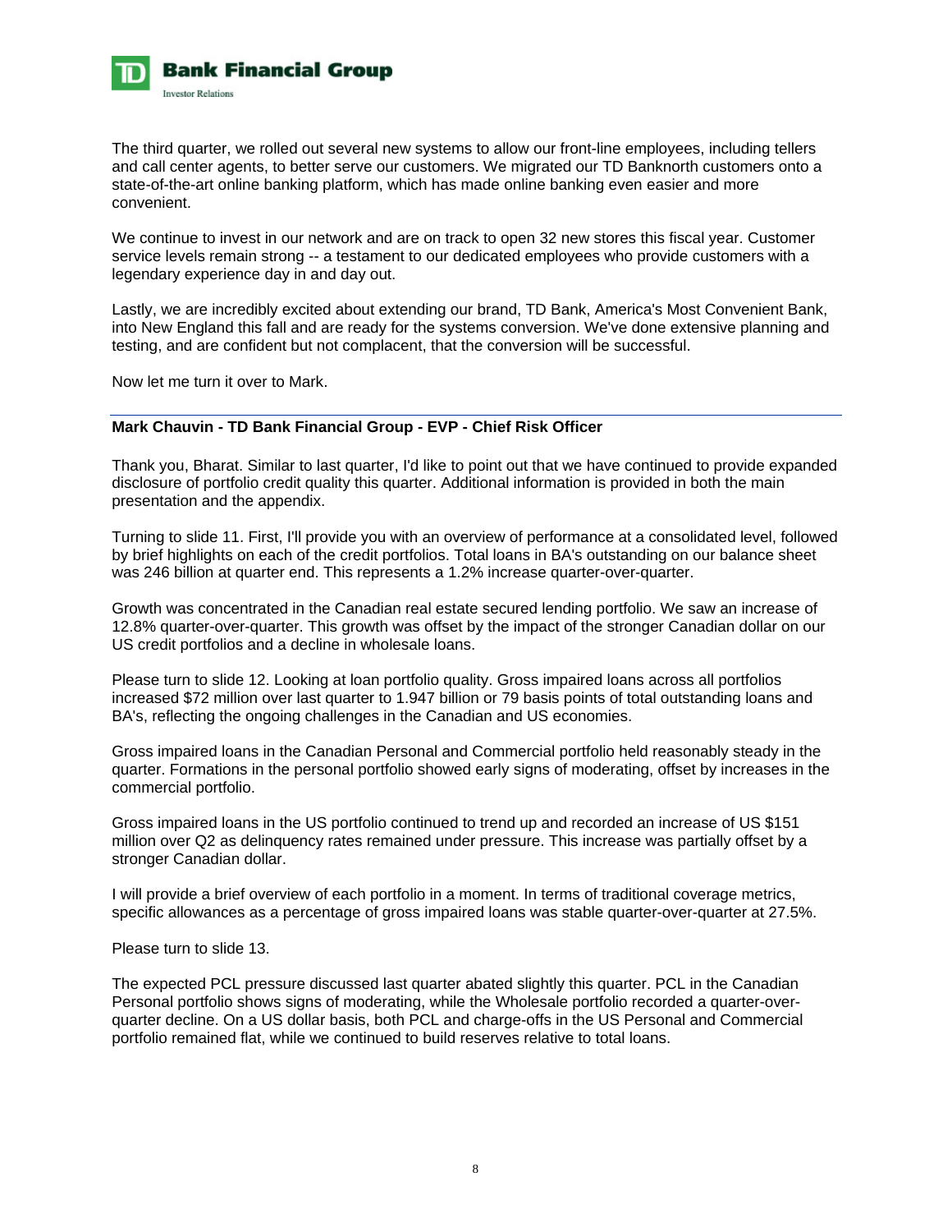The third quarter, we rolled out several new systems to allow our front-line employees, including tellers and call center agents, to better serve our customers. We migrated our TD Banknorth customers onto a state-of-the-art online banking platform, which has made online banking even easier and more convenient.

We continue to invest in our network and are on track to open 32 new stores this fiscal year. Customer service levels remain strong -- a testament to our dedicated employees who provide customers with a legendary experience day in and day out.

Lastly, we are incredibly excited about extending our brand, TD Bank, America's Most Convenient Bank, into New England this fall and are ready for the systems conversion. We've done extensive planning and testing, and are confident but not complacent, that the conversion will be successful.

Now let me turn it over to Mark.

---

**Mark Chauvin - TD Bank Financial Group - EVP - Chief Risk Officer**

Thank you, Bharat. Similar to last quarter, I'd like to point out that we have continued to provide expanded disclosure of portfolio credit quality this quarter. Additional information is provided in both the main presentation and the appendix.

Turning to slide 11. First, I'll provide you with an overview of performance at a consolidated level, followed by brief highlights on each of the credit portfolios. Total loans in BA's outstanding on our balance sheet was 246 billion at quarter end. This represents a 1.2% increase quarter-over-quarter.

Growth was concentrated in the Canadian real estate secured lending portfolio. We saw an increase of 12.8% quarter-over-quarter. This growth was offset by the impact of the stronger Canadian dollar on our US credit portfolios and a decline in wholesale loans.

Please turn to slide 12. Looking at loan portfolio quality. Gross impaired loans across all portfolios increased $72 million over last quarter to 1.947 billion or 79 basis points of total outstanding loans and BA's, reflecting the ongoing challenges in the Canadian and US economies.

Gross impaired loans in the Canadian Personal and Commercial portfolio held reasonably steady in the quarter. Formations in the personal portfolio showed early signs of moderating, offset by increases in the commercial portfolio.

Gross impaired loans in the US portfolio continued to trend up and recorded an increase of US $151 million over Q2 as delinquency rates remained under pressure. This increase was partially offset by a stronger Canadian dollar.

I will provide a brief overview of each portfolio in a moment. In terms of traditional coverage metrics, specific allowances as a percentage of gross impaired loans was stable quarter-over-quarter at 27.5%.

Please turn to slide 13.

The expected PCL pressure discussed last quarter abated slightly this quarter. PCL in the Canadian Personal portfolio shows signs of moderating, while the Wholesale portfolio recorded a quarter-over-quarter decline. On a US dollar basis, both PCL and charge-offs in the US Personal and Commercial portfolio remained flat, while we continued to build reserves relative to total loans.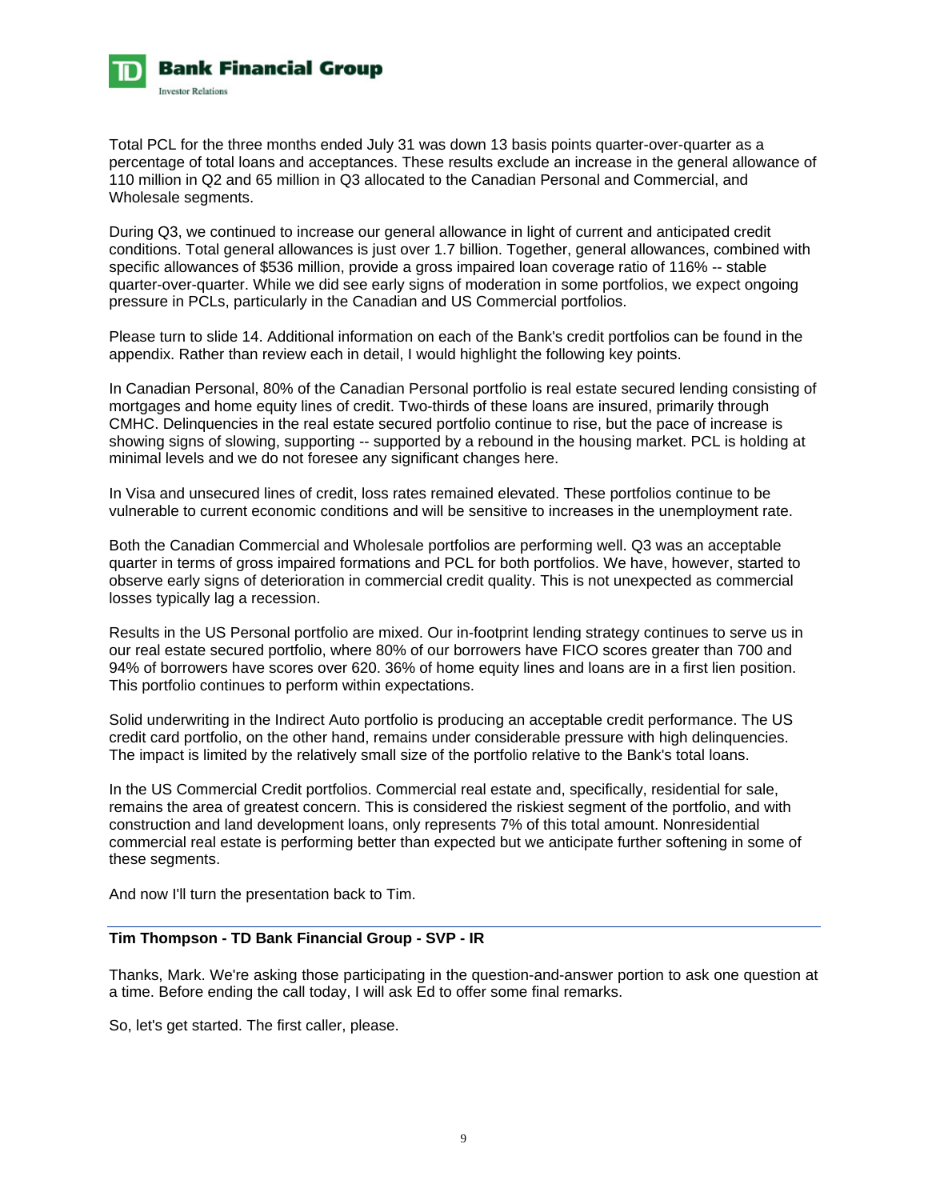Total PCL for the three months ended July 31 was down 13 basis points quarter-over-quarter as a percentage of total loans and acceptances. These results exclude an increase in the general allowance of 110 million in Q2 and 65 million in Q3 allocated to the Canadian Personal and Commercial, and Wholesale segments.

During Q3, we continued to increase our general allowance in light of current and anticipated credit conditions. Total general allowances is just over 1.7 billion. Together, general allowances, combined with specific allowances of $536 million, provide a gross impaired loan coverage ratio of 116% -- stable quarter-over-quarter. While we did see early signs of moderation in some portfolios, we expect ongoing pressure in PCLs, particularly in the Canadian and US Commercial portfolios.

Please turn to slide 14. Additional information on each of the Bank's credit portfolios can be found in the appendix. Rather than review each in detail, I would highlight the following key points.

In Canadian Personal, 80% of the Canadian Personal portfolio is real estate secured lending consisting of mortgages and home equity lines of credit. Two-thirds of these loans are insured, primarily through CMHC. Delinquencies in the real estate secured portfolio continue to rise, but the pace of increase is showing signs of slowing, supporting -- supported by a rebound in the housing market. PCL is holding at minimal levels and we do not foresee any significant changes here.

In Visa and unsecured lines of credit, loss rates remained elevated. These portfolios continue to be vulnerable to current economic conditions and will be sensitive to increases in the unemployment rate.

Both the Canadian Commercial and Wholesale portfolios are performing well. Q3 was an acceptable quarter in terms of gross impaired formations and PCL for both portfolios. We have, however, started to observe early signs of deterioration in commercial credit quality. This is not unexpected as commercial losses typically lag a recession.

Results in the US Personal portfolio are mixed. Our in-footprint lending strategy continues to serve us in our real estate secured portfolio, where 80% of our borrowers have FICO scores greater than 700 and 94% of borrowers have scores over 620. 36% of home equity lines and loans are in a first lien position. This portfolio continues to perform within expectations.

Solid underwriting in the Indirect Auto portfolio is producing an acceptable credit performance. The US credit card portfolio, on the other hand, remains under considerable pressure with high delinquencies. The impact is limited by the relatively small size of the portfolio relative to the Bank's total loans.

In the US Commercial Credit portfolios. Commercial real estate and, specifically, residential for sale, remains the area of greatest concern. This is considered the riskiest segment of the portfolio, and with construction and land development loans, only represents 7% of this total amount. Nonresidential commercial real estate is performing better than expected but we anticipate further softening in some of these segments.

And now I'll turn the presentation back to Tim.

---

**Tim Thompson - TD Bank Financial Group - SVP - IR**

Thanks, Mark. We're asking those participating in the question-and-answer portion to ask one question at a time. Before ending the call today, I will ask Ed to offer some final remarks.

So, let's get started. The first caller, please.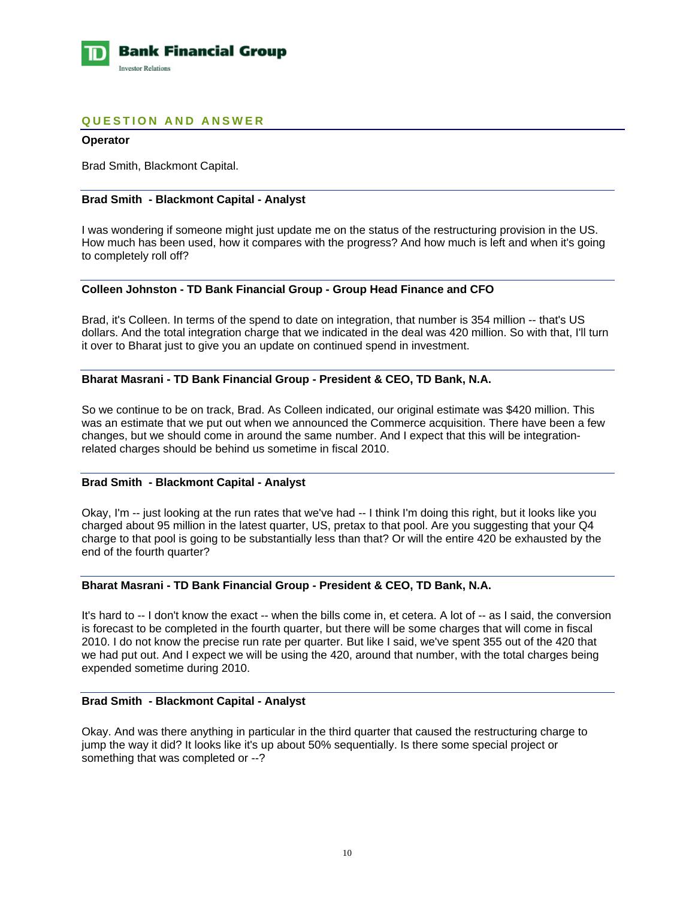## QUESTION AND ANSWER

**Operator**

Brad Smith, Blackmont Capital.

---

**Brad Smith - Blackmont Capital - Analyst**

I was wondering if someone might just update me on the status of the restructuring provision in the US. How much has been used, how it compares with the progress? And how much is left and when it's going to completely roll off?

---

**Colleen Johnston - TD Bank Financial Group - Group Head Finance and CFO**

Brad, it's Colleen. In terms of the spend to date on integration, that number is 354 million -- that's US dollars. And the total integration charge that we indicated in the deal was 420 million. So with that, I'll turn it over to Bharat just to give you an update on continued spend in investment.

---

**Bharat Masrani - TD Bank Financial Group - President & CEO, TD Bank, N.A.**

So we continue to be on track, Brad. As Colleen indicated, our original estimate was $420 million. This was an estimate that we put out when we announced the Commerce acquisition. There have been a few changes, but we should come in around the same number. And I expect that this will be integration-related charges should be behind us sometime in fiscal 2010.

---

**Brad Smith - Blackmont Capital - Analyst**

Okay, I'm -- just looking at the run rates that we've had -- I think I'm doing this right, but it looks like you charged about 95 million in the latest quarter, US, pretax to that pool. Are you suggesting that your Q4 charge to that pool is going to be substantially less than that? Or will the entire 420 be exhausted by the end of the fourth quarter?

---

**Bharat Masrani - TD Bank Financial Group - President & CEO, TD Bank, N.A.**

It's hard to -- I don't know the exact -- when the bills come in, et cetera. A lot of -- as I said, the conversion is forecast to be completed in the fourth quarter, but there will be some charges that will come in fiscal 2010. I do not know the precise run rate per quarter. But like I said, we've spent 355 out of the 420 that we had put out. And I expect we will be using the 420, around that number, with the total charges being expended sometime during 2010.

---

**Brad Smith - Blackmont Capital - Analyst**

Okay. And was there anything in particular in the third quarter that caused the restructuring charge to jump the way it did? It looks like it's up about 50% sequentially. Is there some special project or something that was completed or --?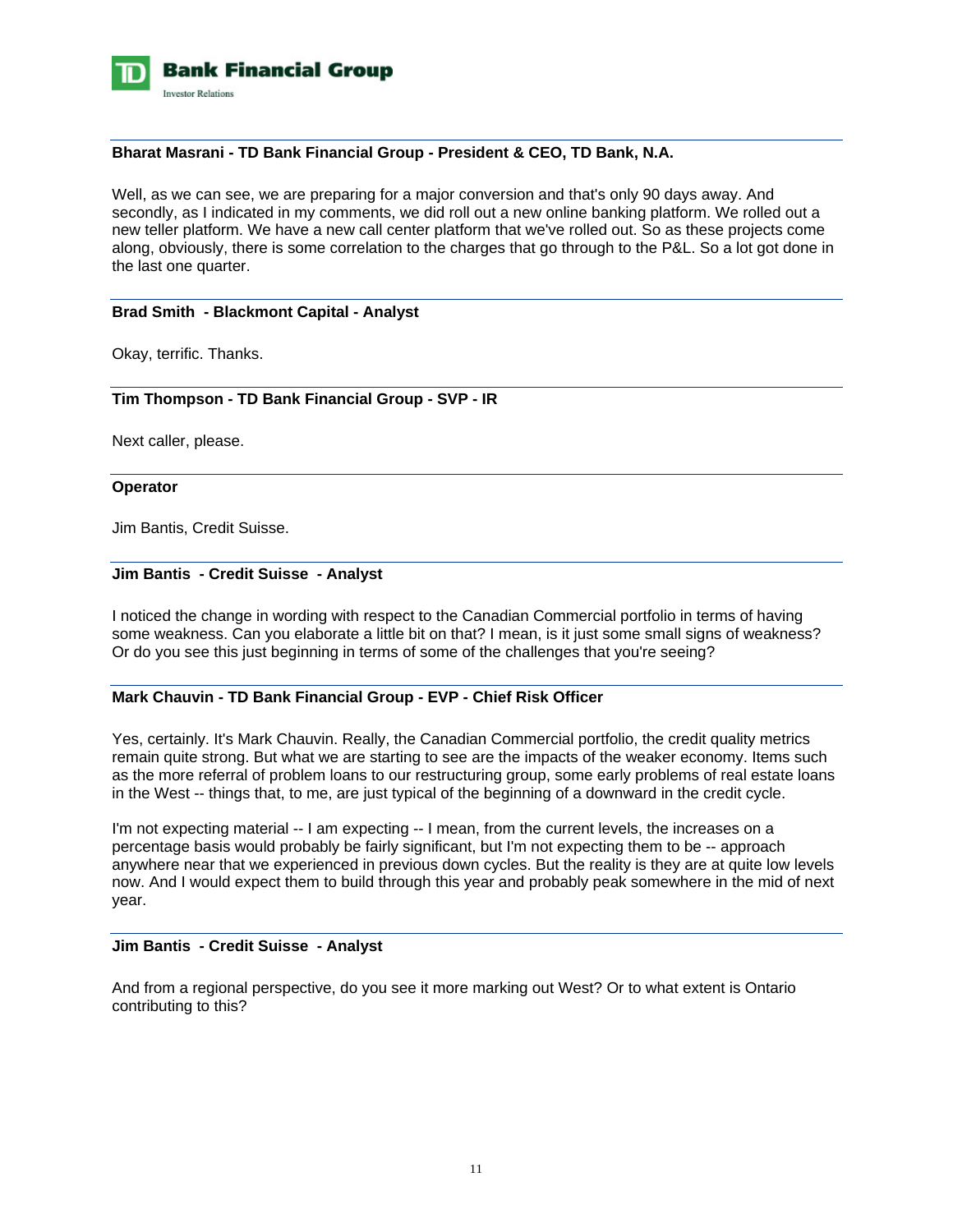**Bharat Masrani - TD Bank Financial Group - President & CEO, TD Bank, N.A.**

Well, as we can see, we are preparing for a major conversion and that's only 90 days away. And secondly, as I indicated in my comments, we did roll out a new online banking platform. We rolled out a new teller platform. We have a new call center platform that we've rolled out. So as these projects come along, obviously, there is some correlation to the charges that go through to the P&L. So a lot got done in the last one quarter.

---

**Brad Smith - Blackmont Capital - Analyst**

Okay, terrific. Thanks.

---

**Tim Thompson - TD Bank Financial Group - SVP - IR**

Next caller, please.

---

**Operator**

Jim Bantis, Credit Suisse.

---

**Jim Bantis - Credit Suisse - Analyst**

I noticed the change in wording with respect to the Canadian Commercial portfolio in terms of having some weakness. Can you elaborate a little bit on that? I mean, is it just some small signs of weakness? Or do you see this just beginning in terms of some of the challenges that you're seeing?

---

**Mark Chauvin - TD Bank Financial Group - EVP - Chief Risk Officer**

Yes, certainly. It's Mark Chauvin. Really, the Canadian Commercial portfolio, the credit quality metrics remain quite strong. But what we are starting to see are the impacts of the weaker economy. Items such as the more referral of problem loans to our restructuring group, some early problems of real estate loans in the West -- things that, to me, are just typical of the beginning of a downward in the credit cycle.

I'm not expecting material -- I am expecting -- I mean, from the current levels, the increases on a percentage basis would probably be fairly significant, but I'm not expecting them to be -- approach anywhere near that we experienced in previous down cycles. But the reality is they are at quite low levels now. And I would expect them to build through this year and probably peak somewhere in the mid of next year.

---

**Jim Bantis - Credit Suisse - Analyst**

And from a regional perspective, do you see it more marking out West? Or to what extent is Ontario contributing to this?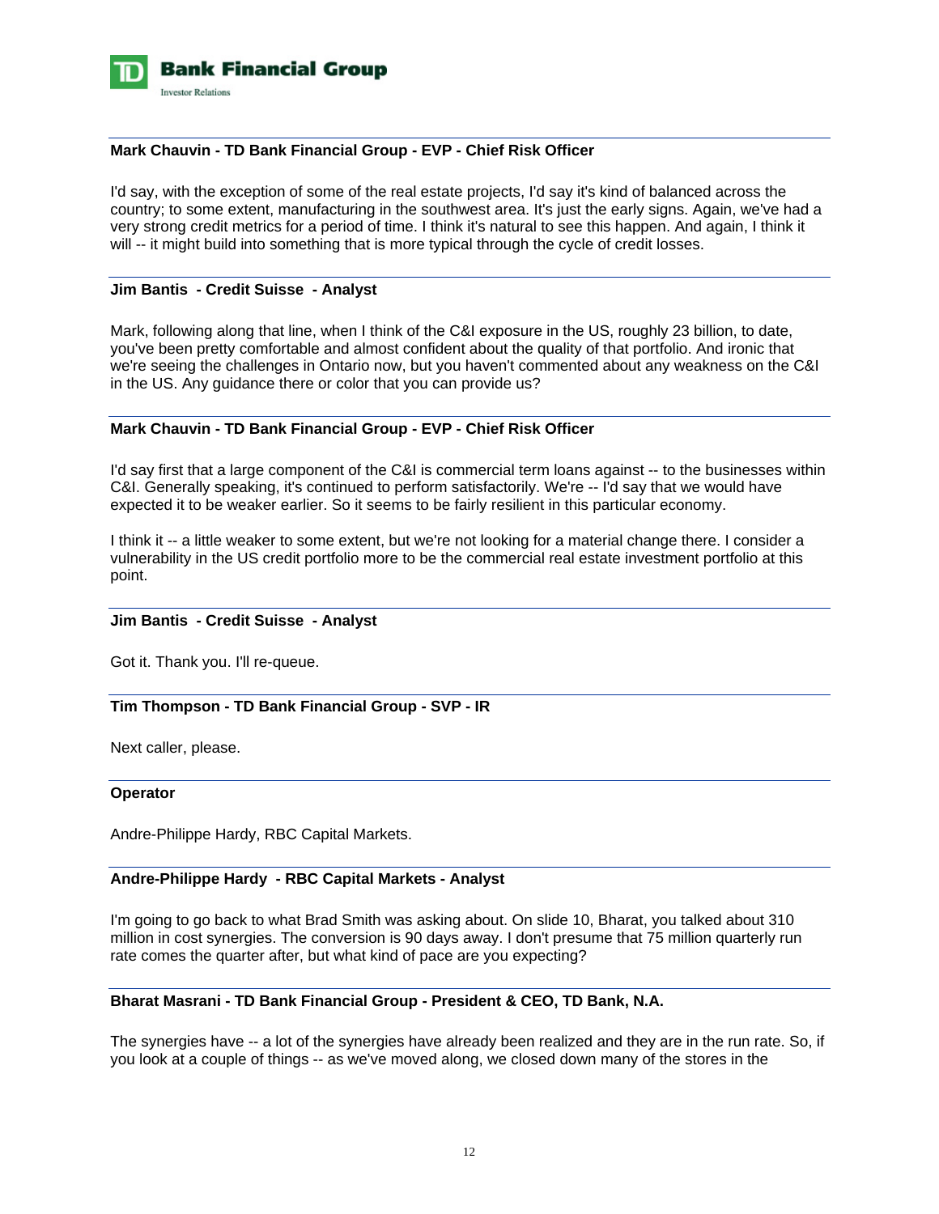**Mark Chauvin - TD Bank Financial Group - EVP - Chief Risk Officer**

I'd say, with the exception of some of the real estate projects, I'd say it's kind of balanced across the country; to some extent, manufacturing in the southwest area. It's just the early signs. Again, we've had a very strong credit metrics for a period of time. I think it's natural to see this happen. And again, I think it will -- it might build into something that is more typical through the cycle of credit losses.

**Jim Bantis - Credit Suisse - Analyst**

Mark, following along that line, when I think of the C&I exposure in the US, roughly 23 billion, to date, you've been pretty comfortable and almost confident about the quality of that portfolio. And ironic that we're seeing the challenges in Ontario now, but you haven't commented about any weakness on the C&I in the US. Any guidance there or color that you can provide us?

**Mark Chauvin - TD Bank Financial Group - EVP - Chief Risk Officer**

I'd say first that a large component of the C&I is commercial term loans against -- to the businesses within C&I. Generally speaking, it's continued to perform satisfactorily. We're -- I'd say that we would have expected it to be weaker earlier. So it seems to be fairly resilient in this particular economy.

I think it -- a little weaker to some extent, but we're not looking for a material change there. I consider a vulnerability in the US credit portfolio more to be the commercial real estate investment portfolio at this point.

**Jim Bantis - Credit Suisse - Analyst**

Got it. Thank you. I'll re-queue.

**Tim Thompson - TD Bank Financial Group - SVP - IR**

Next caller, please.

**Operator**

Andre-Philippe Hardy, RBC Capital Markets.

**Andre-Philippe Hardy - RBC Capital Markets - Analyst**

I'm going to go back to what Brad Smith was asking about. On slide 10, Bharat, you talked about 310 million in cost synergies. The conversion is 90 days away. I don't presume that 75 million quarterly run rate comes the quarter after, but what kind of pace are you expecting?

**Bharat Masrani - TD Bank Financial Group - President & CEO, TD Bank, N.A.**

The synergies have -- a lot of the synergies have already been realized and they are in the run rate. So, if you look at a couple of things -- as we've moved along, we closed down many of the stores in the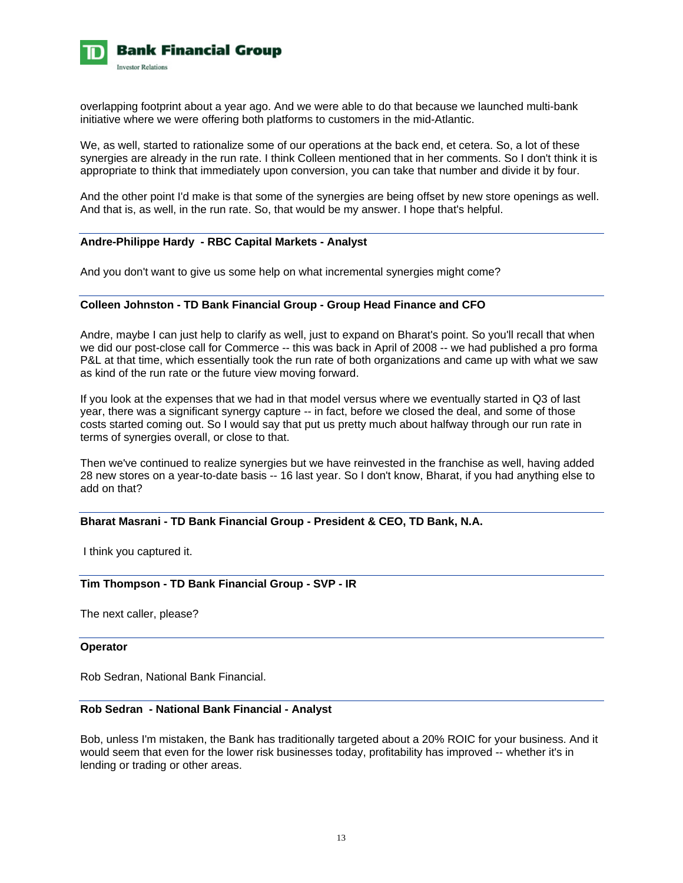overlapping footprint about a year ago. And we were able to do that because we launched multi-bank initiative where we were offering both platforms to customers in the mid-Atlantic.

We, as well, started to rationalize some of our operations at the back end, et cetera. So, a lot of these synergies are already in the run rate. I think Colleen mentioned that in her comments. So I don't think it is appropriate to think that immediately upon conversion, you can take that number and divide it by four.

And the other point I'd make is that some of the synergies are being offset by new store openings as well. And that is, as well, in the run rate. So, that would be my answer. I hope that's helpful.

---

**Andre-Philippe Hardy - RBC Capital Markets - Analyst**

And you don't want to give us some help on what incremental synergies might come?

---

**Colleen Johnston - TD Bank Financial Group - Group Head Finance and CFO**

Andre, maybe I can just help to clarify as well, just to expand on Bharat's point. So you'll recall that when we did our post-close call for Commerce -- this was back in April of 2008 -- we had published a pro forma P&L at that time, which essentially took the run rate of both organizations and came up with what we saw as kind of the run rate or the future view moving forward.

If you look at the expenses that we had in that model versus where we eventually started in Q3 of last year, there was a significant synergy capture -- in fact, before we closed the deal, and some of those costs started coming out. So I would say that put us pretty much about halfway through our run rate in terms of synergies overall, or close to that.

Then we've continued to realize synergies but we have reinvested in the franchise as well, having added 28 new stores on a year-to-date basis -- 16 last year. So I don't know, Bharat, if you had anything else to add on that?

---

**Bharat Masrani - TD Bank Financial Group - President & CEO, TD Bank, N.A.**

I think you captured it.

---

**Tim Thompson - TD Bank Financial Group - SVP - IR**

The next caller, please?

---

**Operator**

Rob Sedran, National Bank Financial.

---

**Rob Sedran - National Bank Financial - Analyst**

Bob, unless I'm mistaken, the Bank has traditionally targeted about a 20% ROIC for your business. And it would seem that even for the lower risk businesses today, profitability has improved -- whether it's in lending or trading or other areas.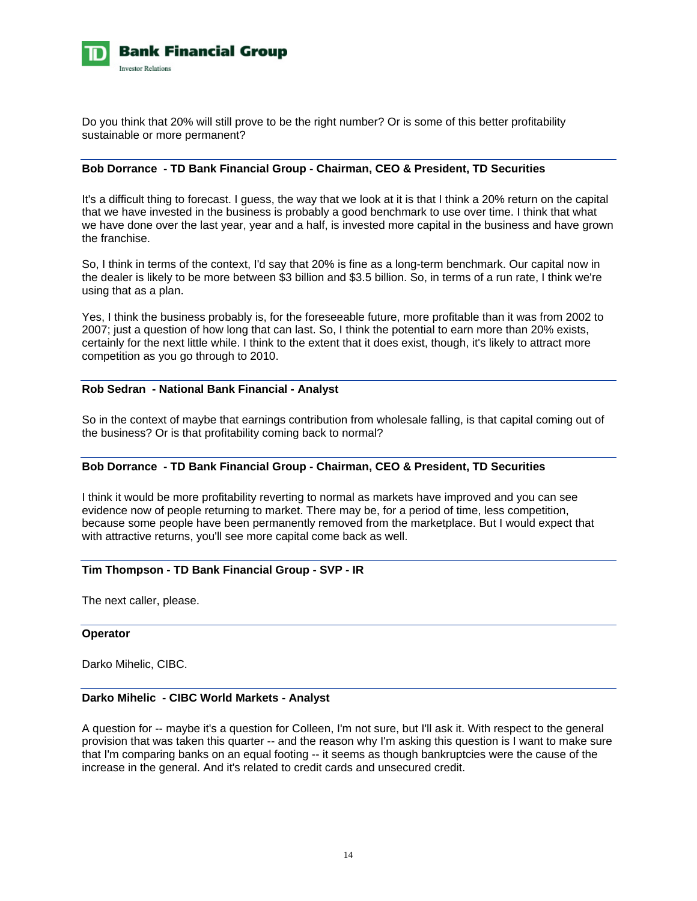Do you think that 20% will still prove to be the right number? Or is some of this better profitability sustainable or more permanent?

---

**Bob Dorrance - TD Bank Financial Group - Chairman, CEO & President, TD Securities**

It's a difficult thing to forecast. I guess, the way that we look at it is that I think a 20% return on the capital that we have invested in the business is probably a good benchmark to use over time. I think that what we have done over the last year, year and a half, is invested more capital in the business and have grown the franchise.

So, I think in terms of the context, I'd say that 20% is fine as a long-term benchmark. Our capital now in the dealer is likely to be more between $3 billion and $3.5 billion. So, in terms of a run rate, I think we're using that as a plan.

Yes, I think the business probably is, for the foreseeable future, more profitable than it was from 2002 to 2007; just a question of how long that can last. So, I think the potential to earn more than 20% exists, certainly for the next little while. I think to the extent that it does exist, though, it's likely to attract more competition as you go through to 2010.

---

**Rob Sedran - National Bank Financial - Analyst**

So in the context of maybe that earnings contribution from wholesale falling, is that capital coming out of the business? Or is that profitability coming back to normal?

---

**Bob Dorrance - TD Bank Financial Group - Chairman, CEO & President, TD Securities**

I think it would be more profitability reverting to normal as markets have improved and you can see evidence now of people returning to market. There may be, for a period of time, less competition, because some people have been permanently removed from the marketplace. But I would expect that with attractive returns, you'll see more capital come back as well.

---

**Tim Thompson - TD Bank Financial Group - SVP - IR**

The next caller, please.

---

**Operator**

Darko Mihelic, CIBC.

---

**Darko Mihelic - CIBC World Markets - Analyst**

A question for -- maybe it's a question for Colleen, I'm not sure, but I'll ask it. With respect to the general provision that was taken this quarter -- and the reason why I'm asking this question is I want to make sure that I'm comparing banks on an equal footing -- it seems as though bankruptcies were the cause of the increase in the general. And it's related to credit cards and unsecured credit.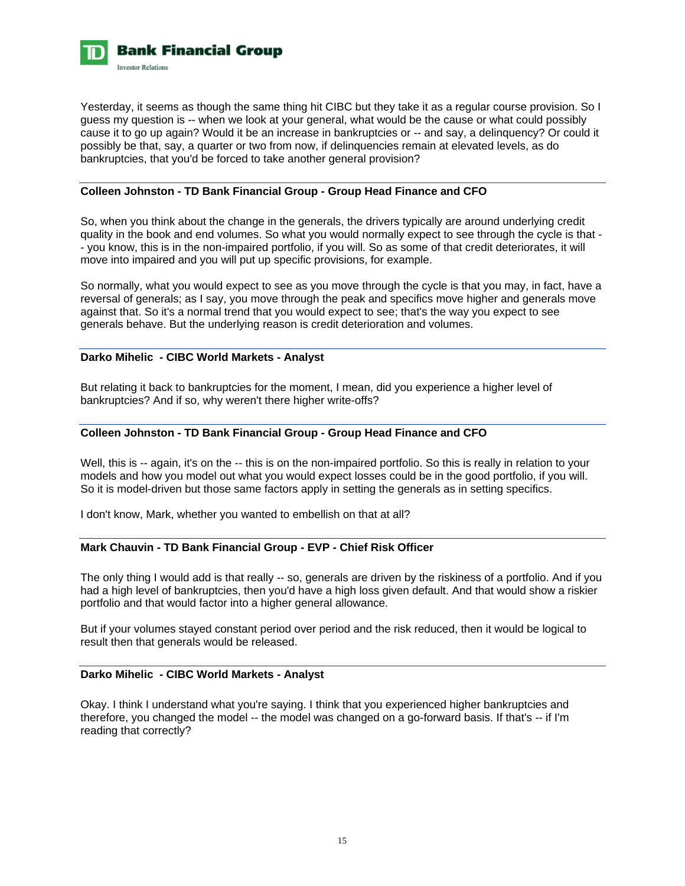Yesterday, it seems as though the same thing hit CIBC but they take it as a regular course provision. So I guess my question is -- when we look at your general, what would be the cause or what could possibly cause it to go up again? Would it be an increase in bankruptcies or -- and say, a delinquency? Or could it possibly be that, say, a quarter or two from now, if delinquencies remain at elevated levels, as do bankruptcies, that you'd be forced to take another general provision?

---

**Colleen Johnston - TD Bank Financial Group - Group Head Finance and CFO**

So, when you think about the change in the generals, the drivers typically are around underlying credit quality in the book and end volumes. So what you would normally expect to see through the cycle is that -- you know, this is in the non-impaired portfolio, if you will. So as some of that credit deteriorates, it will move into impaired and you will put up specific provisions, for example.

So normally, what you would expect to see as you move through the cycle is that you may, in fact, have a reversal of generals; as I say, you move through the peak and specifics move higher and generals move against that. So it's a normal trend that you would expect to see; that's the way you expect to see generals behave. But the underlying reason is credit deterioration and volumes.

---

**Darko Mihelic - CIBC World Markets - Analyst**

But relating it back to bankruptcies for the moment, I mean, did you experience a higher level of bankruptcies? And if so, why weren't there higher write-offs?

---

**Colleen Johnston - TD Bank Financial Group - Group Head Finance and CFO**

Well, this is -- again, it's on the -- this is on the non-impaired portfolio. So this is really in relation to your models and how you model out what you would expect losses could be in the good portfolio, if you will. So it is model-driven but those same factors apply in setting the generals as in setting specifics.

I don't know, Mark, whether you wanted to embellish on that at all?

---

**Mark Chauvin - TD Bank Financial Group - EVP - Chief Risk Officer**

The only thing I would add is that really -- so, generals are driven by the riskiness of a portfolio. And if you had a high level of bankruptcies, then you'd have a high loss given default. And that would show a riskier portfolio and that would factor into a higher general allowance.

But if your volumes stayed constant period over period and the risk reduced, then it would be logical to result then that generals would be released.

---

**Darko Mihelic - CIBC World Markets - Analyst**

Okay. I think I understand what you're saying. I think that you experienced higher bankruptcies and therefore, you changed the model -- the model was changed on a go-forward basis. If that's -- if I'm reading that correctly?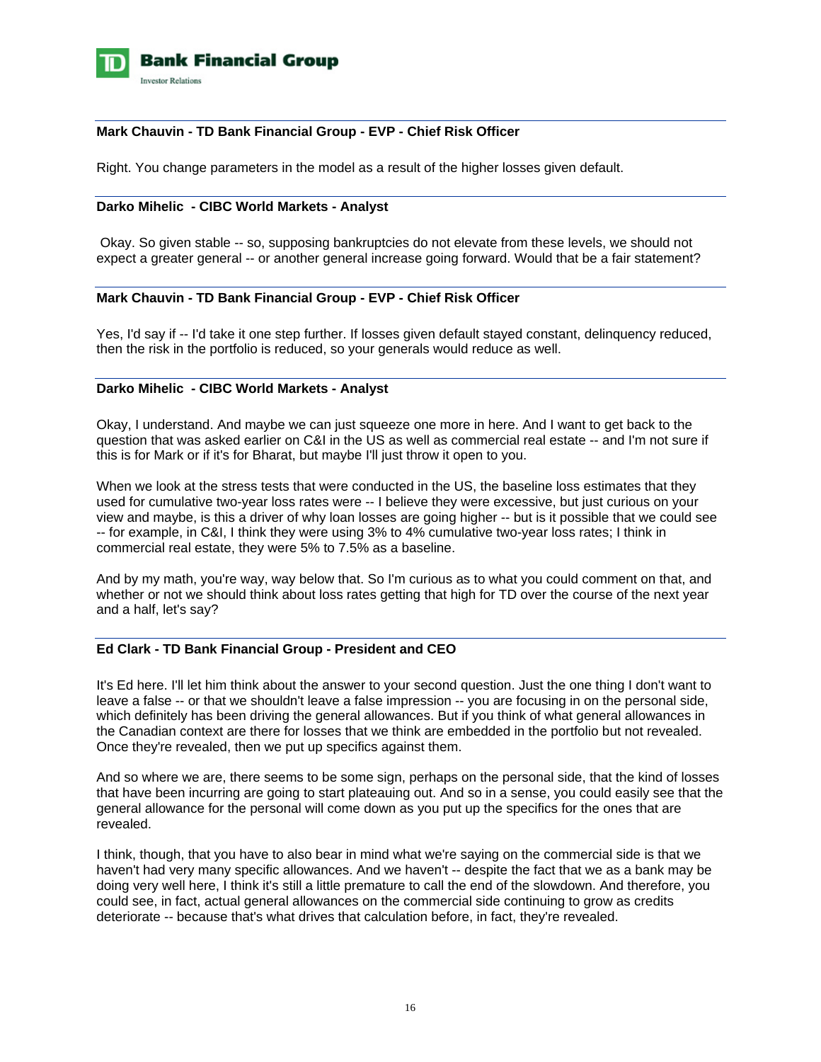**Mark Chauvin - TD Bank Financial Group - EVP - Chief Risk Officer**

Right. You change parameters in the model as a result of the higher losses given default.

**Darko Mihelic - CIBC World Markets - Analyst**

Okay. So given stable -- so, supposing bankruptcies do not elevate from these levels, we should not expect a greater general -- or another general increase going forward. Would that be a fair statement?

**Mark Chauvin - TD Bank Financial Group - EVP - Chief Risk Officer**

Yes, I'd say if -- I'd take it one step further. If losses given default stayed constant, delinquency reduced, then the risk in the portfolio is reduced, so your generals would reduce as well.

**Darko Mihelic - CIBC World Markets - Analyst**

Okay, I understand. And maybe we can just squeeze one more in here. And I want to get back to the question that was asked earlier on C&I in the US as well as commercial real estate -- and I'm not sure if this is for Mark or if it's for Bharat, but maybe I'll just throw it open to you.

When we look at the stress tests that were conducted in the US, the baseline loss estimates that they used for cumulative two-year loss rates were -- I believe they were excessive, but just curious on your view and maybe, is this a driver of why loan losses are going higher -- but is it possible that we could see -- for example, in C&I, I think they were using 3% to 4% cumulative two-year loss rates; I think in commercial real estate, they were 5% to 7.5% as a baseline.

And by my math, you're way, way below that. So I'm curious as to what you could comment on that, and whether or not we should think about loss rates getting that high for TD over the course of the next year and a half, let's say?

**Ed Clark - TD Bank Financial Group - President and CEO**

It's Ed here. I'll let him think about the answer to your second question. Just the one thing I don't want to leave a false -- or that we shouldn't leave a false impression -- you are focusing in on the personal side, which definitely has been driving the general allowances. But if you think of what general allowances in the Canadian context are there for losses that we think are embedded in the portfolio but not revealed. Once they're revealed, then we put up specifics against them.

And so where we are, there seems to be some sign, perhaps on the personal side, that the kind of losses that have been incurring are going to start plateauing out. And so in a sense, you could easily see that the general allowance for the personal will come down as you put up the specifics for the ones that are revealed.

I think, though, that you have to also bear in mind what we're saying on the commercial side is that we haven't had very many specific allowances. And we haven't -- despite the fact that we as a bank may be doing very well here, I think it's still a little premature to call the end of the slowdown. And therefore, you could see, in fact, actual general allowances on the commercial side continuing to grow as credits deteriorate -- because that's what drives that calculation before, in fact, they're revealed.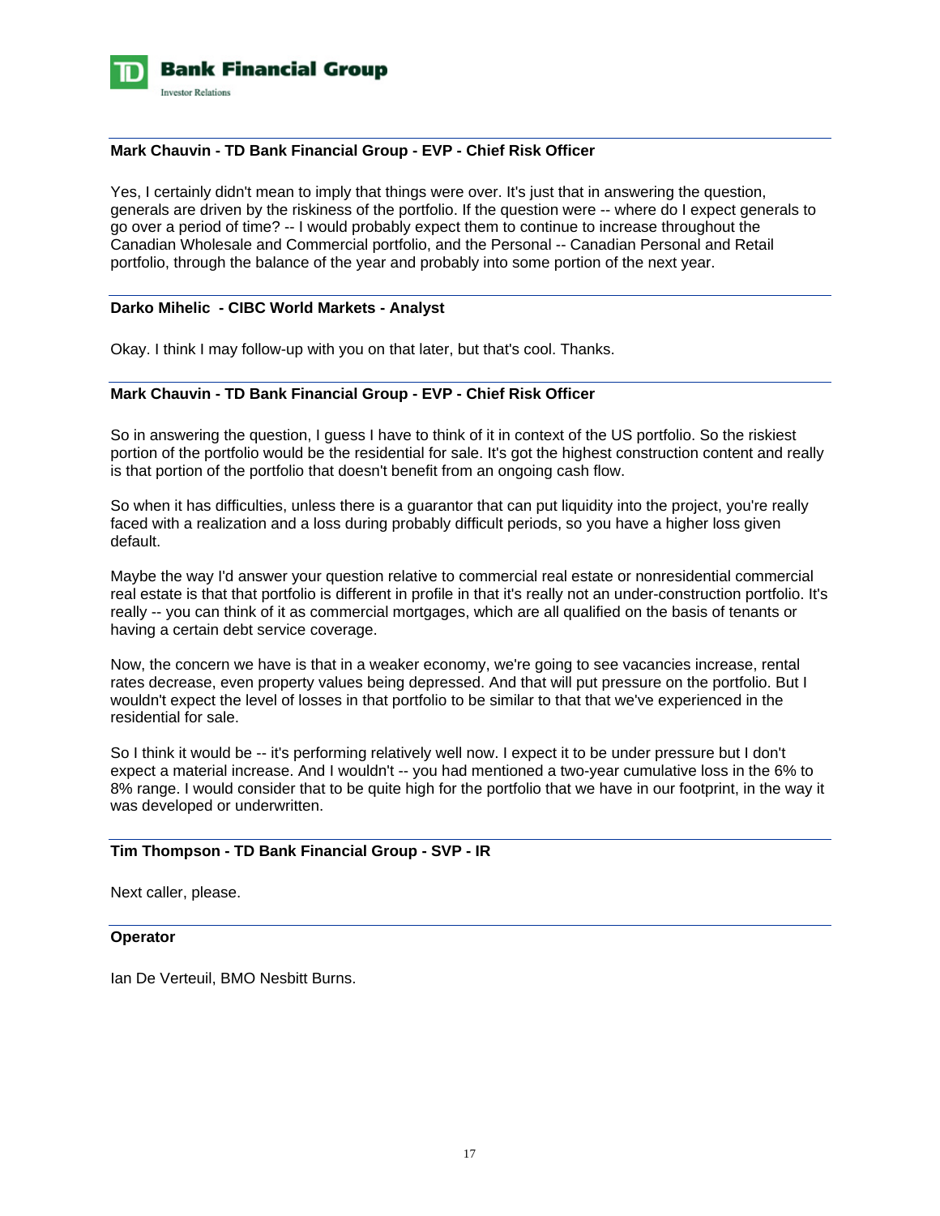**Mark Chauvin - TD Bank Financial Group - EVP - Chief Risk Officer**

Yes, I certainly didn't mean to imply that things were over. It's just that in answering the question, generals are driven by the riskiness of the portfolio. If the question were -- where do I expect generals to go over a period of time? -- I would probably expect them to continue to increase throughout the Canadian Wholesale and Commercial portfolio, and the Personal -- Canadian Personal and Retail portfolio, through the balance of the year and probably into some portion of the next year.

**Darko Mihelic - CIBC World Markets - Analyst**

Okay. I think I may follow-up with you on that later, but that's cool. Thanks.

**Mark Chauvin - TD Bank Financial Group - EVP - Chief Risk Officer**

So in answering the question, I guess I have to think of it in context of the US portfolio. So the riskiest portion of the portfolio would be the residential for sale. It's got the highest construction content and really is that portion of the portfolio that doesn't benefit from an ongoing cash flow.

So when it has difficulties, unless there is a guarantor that can put liquidity into the project, you're really faced with a realization and a loss during probably difficult periods, so you have a higher loss given default.

Maybe the way I'd answer your question relative to commercial real estate or nonresidential commercial real estate is that that portfolio is different in profile in that it's really not an under-construction portfolio. It's really -- you can think of it as commercial mortgages, which are all qualified on the basis of tenants or having a certain debt service coverage.

Now, the concern we have is that in a weaker economy, we're going to see vacancies increase, rental rates decrease, even property values being depressed. And that will put pressure on the portfolio. But I wouldn't expect the level of losses in that portfolio to be similar to that that we've experienced in the residential for sale.

So I think it would be -- it's performing relatively well now. I expect it to be under pressure but I don't expect a material increase. And I wouldn't -- you had mentioned a two-year cumulative loss in the 6% to 8% range. I would consider that to be quite high for the portfolio that we have in our footprint, in the way it was developed or underwritten.

**Tim Thompson - TD Bank Financial Group - SVP - IR**

Next caller, please.

**Operator**

Ian De Verteuil, BMO Nesbitt Burns.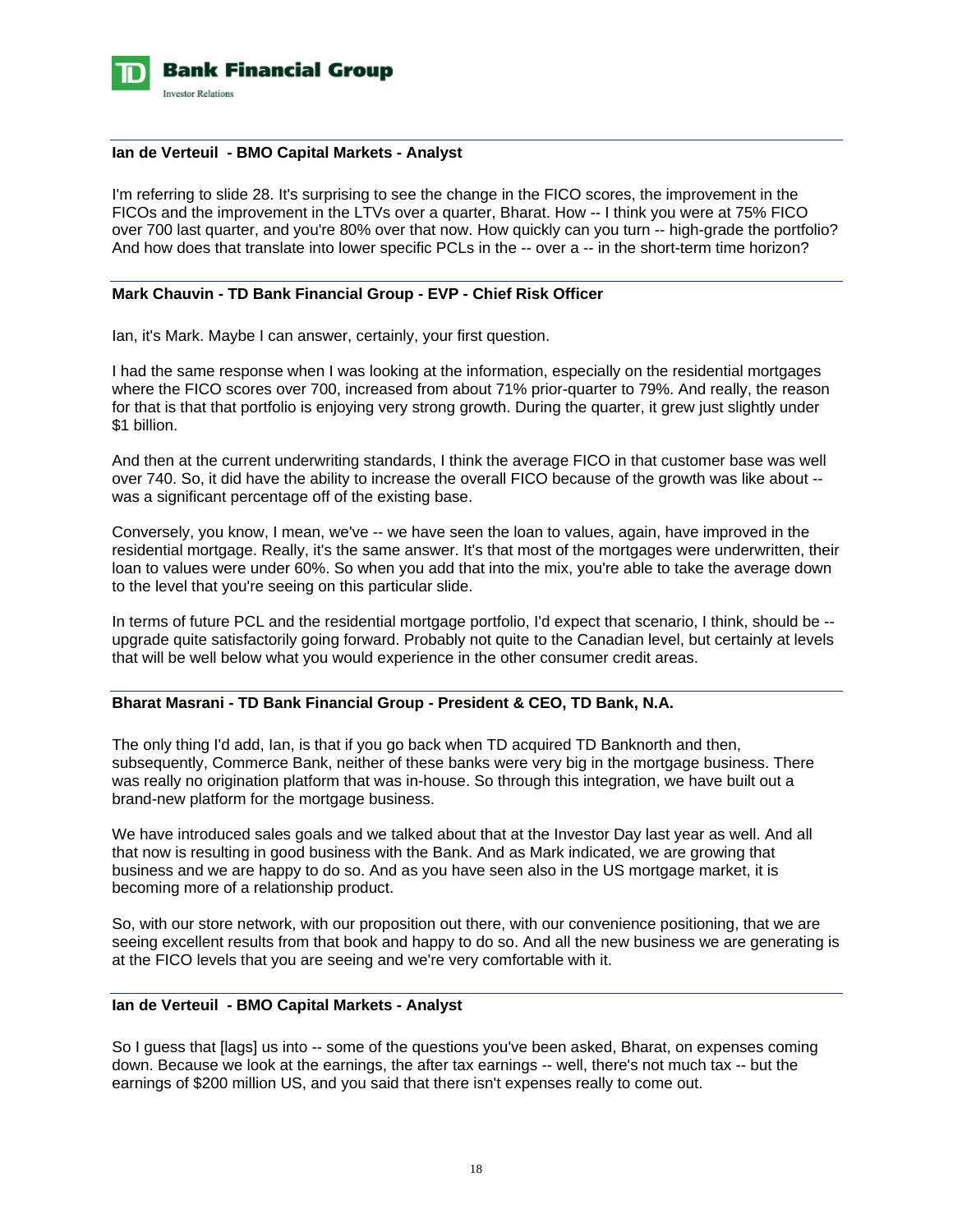**Ian de Verteuil - BMO Capital Markets - Analyst**

I'm referring to slide 28. It's surprising to see the change in the FICO scores, the improvement in the FICOs and the improvement in the LTVs over a quarter, Bharat. How -- I think you were at 75% FICO over 700 last quarter, and you're 80% over that now. How quickly can you turn -- high-grade the portfolio? And how does that translate into lower specific PCLs in the -- over a -- in the short-term time horizon?

**Mark Chauvin - TD Bank Financial Group - EVP - Chief Risk Officer**

Ian, it's Mark. Maybe I can answer, certainly, your first question.

I had the same response when I was looking at the information, especially on the residential mortgages where the FICO scores over 700, increased from about 71% prior-quarter to 79%. And really, the reason for that is that that portfolio is enjoying very strong growth. During the quarter, it grew just slightly under $1 billion.

And then at the current underwriting standards, I think the average FICO in that customer base was well over 740. So, it did have the ability to increase the overall FICO because of the growth was like about -- was a significant percentage off of the existing base.

Conversely, you know, I mean, we've -- we have seen the loan to values, again, have improved in the residential mortgage. Really, it's the same answer. It's that most of the mortgages were underwritten, their loan to values were under 60%. So when you add that into the mix, you're able to take the average down to the level that you're seeing on this particular slide.

In terms of future PCL and the residential mortgage portfolio, I'd expect that scenario, I think, should be -- upgrade quite satisfactorily going forward. Probably not quite to the Canadian level, but certainly at levels that will be well below what you would experience in the other consumer credit areas.

**Bharat Masrani - TD Bank Financial Group - President & CEO, TD Bank, N.A.**

The only thing I'd add, Ian, is that if you go back when TD acquired TD Banknorth and then, subsequently, Commerce Bank, neither of these banks were very big in the mortgage business. There was really no origination platform that was in-house. So through this integration, we have built out a brand-new platform for the mortgage business.

We have introduced sales goals and we talked about that at the Investor Day last year as well. And all that now is resulting in good business with the Bank. And as Mark indicated, we are growing that business and we are happy to do so. And as you have seen also in the US mortgage market, it is becoming more of a relationship product.

So, with our store network, with our proposition out there, with our convenience positioning, that we are seeing excellent results from that book and happy to do so. And all the new business we are generating is at the FICO levels that you are seeing and we're very comfortable with it.

**Ian de Verteuil - BMO Capital Markets - Analyst**

So I guess that [lags] us into -- some of the questions you've been asked, Bharat, on expenses coming down. Because we look at the earnings, the after tax earnings -- well, there's not much tax -- but the earnings of $200 million US, and you said that there isn't expenses really to come out.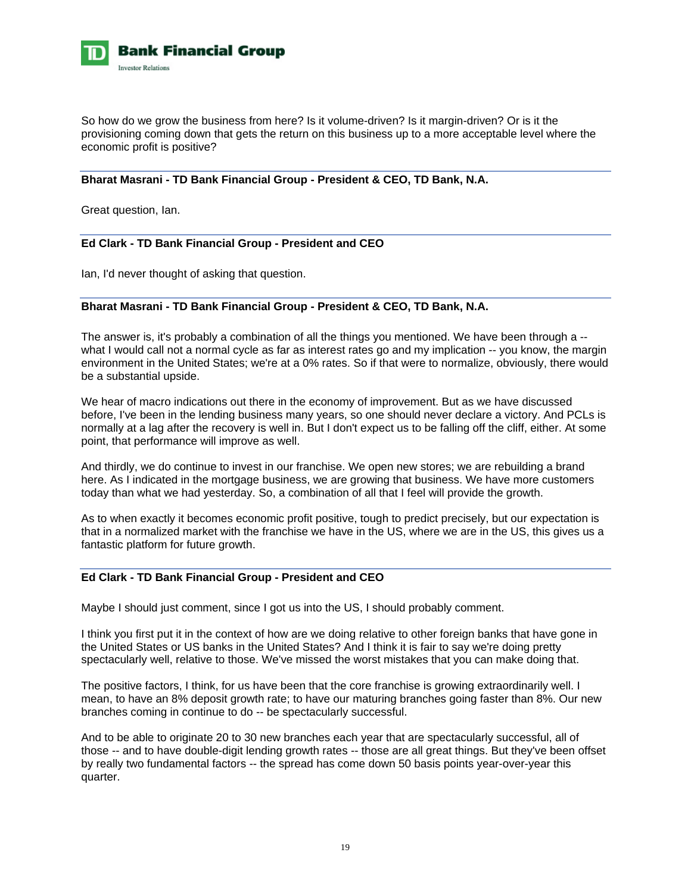So how do we grow the business from here? Is it volume-driven? Is it margin-driven? Or is it the provisioning coming down that gets the return on this business up to a more acceptable level where the economic profit is positive?

---

**Bharat Masrani - TD Bank Financial Group - President & CEO, TD Bank, N.A.**

Great question, Ian.

---

**Ed Clark - TD Bank Financial Group - President and CEO**

Ian, I'd never thought of asking that question.

---

**Bharat Masrani - TD Bank Financial Group - President & CEO, TD Bank, N.A.**

The answer is, it's probably a combination of all the things you mentioned. We have been through a -- what I would call not a normal cycle as far as interest rates go and my implication -- you know, the margin environment in the United States; we're at a 0% rates. So if that were to normalize, obviously, there would be a substantial upside.

We hear of macro indications out there in the economy of improvement. But as we have discussed before, I've been in the lending business many years, so one should never declare a victory. And PCLs is normally at a lag after the recovery is well in. But I don't expect us to be falling off the cliff, either. At some point, that performance will improve as well.

And thirdly, we do continue to invest in our franchise. We open new stores; we are rebuilding a brand here. As I indicated in the mortgage business, we are growing that business. We have more customers today than what we had yesterday. So, a combination of all that I feel will provide the growth.

As to when exactly it becomes economic profit positive, tough to predict precisely, but our expectation is that in a normalized market with the franchise we have in the US, where we are in the US, this gives us a fantastic platform for future growth.

---

**Ed Clark - TD Bank Financial Group - President and CEO**

Maybe I should just comment, since I got us into the US, I should probably comment.

I think you first put it in the context of how are we doing relative to other foreign banks that have gone in the United States or US banks in the United States? And I think it is fair to say we're doing pretty spectacularly well, relative to those. We've missed the worst mistakes that you can make doing that.

The positive factors, I think, for us have been that the core franchise is growing extraordinarily well. I mean, to have an 8% deposit growth rate; to have our maturing branches going faster than 8%. Our new branches coming in continue to do -- be spectacularly successful.

And to be able to originate 20 to 30 new branches each year that are spectacularly successful, all of those -- and to have double-digit lending growth rates -- those are all great things. But they've been offset by really two fundamental factors -- the spread has come down 50 basis points year-over-year this quarter.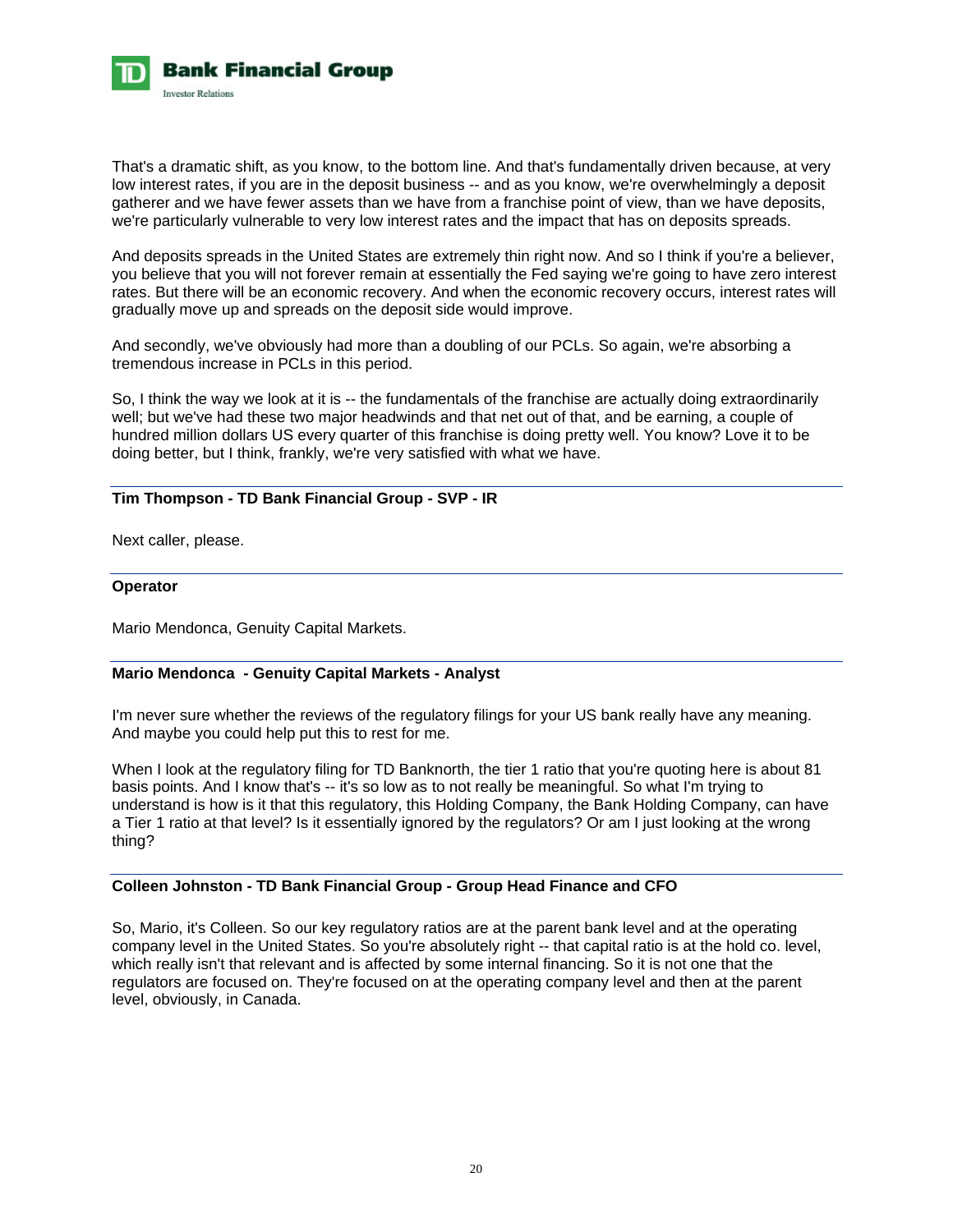That's a dramatic shift, as you know, to the bottom line. And that's fundamentally driven because, at very low interest rates, if you are in the deposit business -- and as you know, we're overwhelmingly a deposit gatherer and we have fewer assets than we have from a franchise point of view, than we have deposits, we're particularly vulnerable to very low interest rates and the impact that has on deposits spreads.

And deposits spreads in the United States are extremely thin right now. And so I think if you're a believer, you believe that you will not forever remain at essentially the Fed saying we're going to have zero interest rates. But there will be an economic recovery. And when the economic recovery occurs, interest rates will gradually move up and spreads on the deposit side would improve.

And secondly, we've obviously had more than a doubling of our PCLs. So again, we're absorbing a tremendous increase in PCLs in this period.

So, I think the way we look at it is -- the fundamentals of the franchise are actually doing extraordinarily well; but we've had these two major headwinds and that net out of that, and be earning, a couple of hundred million dollars US every quarter of this franchise is doing pretty well. You know? Love it to be doing better, but I think, frankly, we're very satisfied with what we have.

**Tim Thompson - TD Bank Financial Group - SVP - IR**

Next caller, please.

**Operator**

Mario Mendonca, Genuity Capital Markets.

**Mario Mendonca - Genuity Capital Markets - Analyst**

I'm never sure whether the reviews of the regulatory filings for your US bank really have any meaning. And maybe you could help put this to rest for me.

When I look at the regulatory filing for TD Banknorth, the tier 1 ratio that you're quoting here is about 81 basis points. And I know that's -- it's so low as to not really be meaningful. So what I'm trying to understand is how is it that this regulatory, this Holding Company, the Bank Holding Company, can have a Tier 1 ratio at that level? Is it essentially ignored by the regulators? Or am I just looking at the wrong thing?

**Colleen Johnston - TD Bank Financial Group - Group Head Finance and CFO**

So, Mario, it's Colleen. So our key regulatory ratios are at the parent bank level and at the operating company level in the United States. So you're absolutely right -- that capital ratio is at the hold co. level, which really isn't that relevant and is affected by some internal financing. So it is not one that the regulators are focused on. They're focused on at the operating company level and then at the parent level, obviously, in Canada.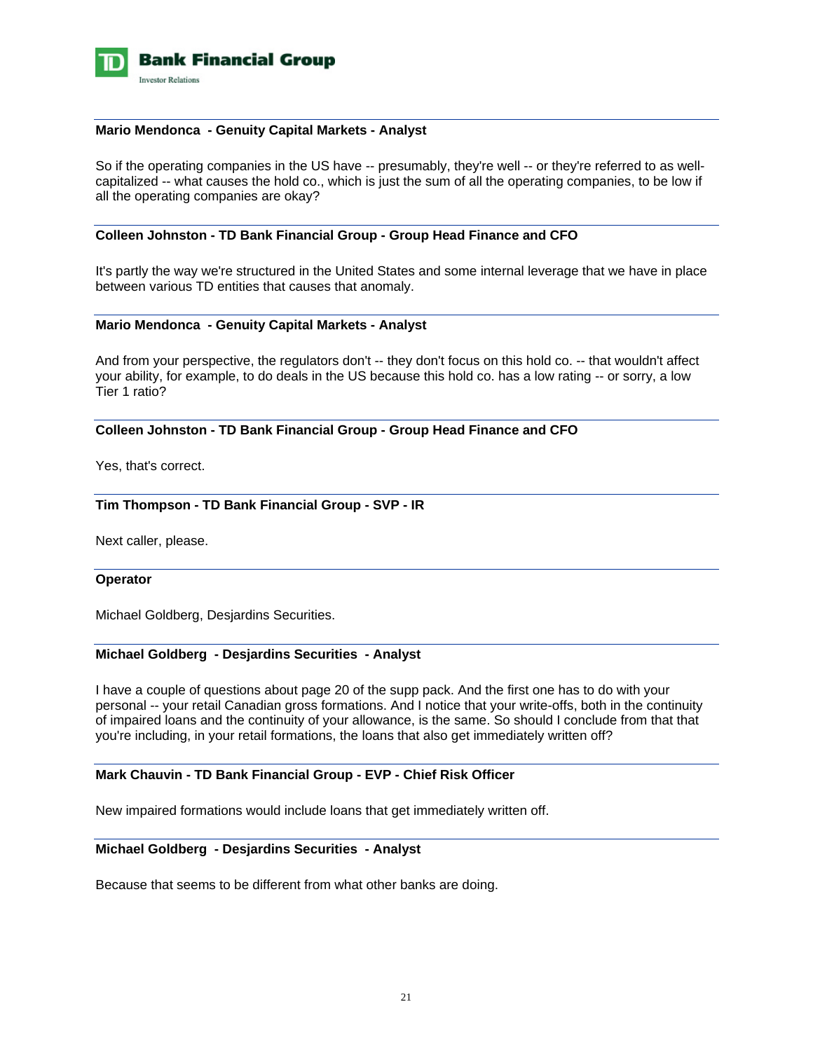**Mario Mendonca - Genuity Capital Markets - Analyst**

So if the operating companies in the US have -- presumably, they're well -- or they're referred to as well-capitalized -- what causes the hold co., which is just the sum of all the operating companies, to be low if all the operating companies are okay?

**Colleen Johnston - TD Bank Financial Group - Group Head Finance and CFO**

It's partly the way we're structured in the United States and some internal leverage that we have in place between various TD entities that causes that anomaly.

**Mario Mendonca - Genuity Capital Markets - Analyst**

And from your perspective, the regulators don't -- they don't focus on this hold co. -- that wouldn't affect your ability, for example, to do deals in the US because this hold co. has a low rating -- or sorry, a low Tier 1 ratio?

**Colleen Johnston - TD Bank Financial Group - Group Head Finance and CFO**

Yes, that's correct.

**Tim Thompson - TD Bank Financial Group - SVP - IR**

Next caller, please.

**Operator**

Michael Goldberg, Desjardins Securities.

**Michael Goldberg - Desjardins Securities - Analyst**

I have a couple of questions about page 20 of the supp pack. And the first one has to do with your personal -- your retail Canadian gross formations. And I notice that your write-offs, both in the continuity of impaired loans and the continuity of your allowance, is the same. So should I conclude from that that you're including, in your retail formations, the loans that also get immediately written off?

**Mark Chauvin - TD Bank Financial Group - EVP - Chief Risk Officer**

New impaired formations would include loans that get immediately written off.

**Michael Goldberg - Desjardins Securities - Analyst**

Because that seems to be different from what other banks are doing.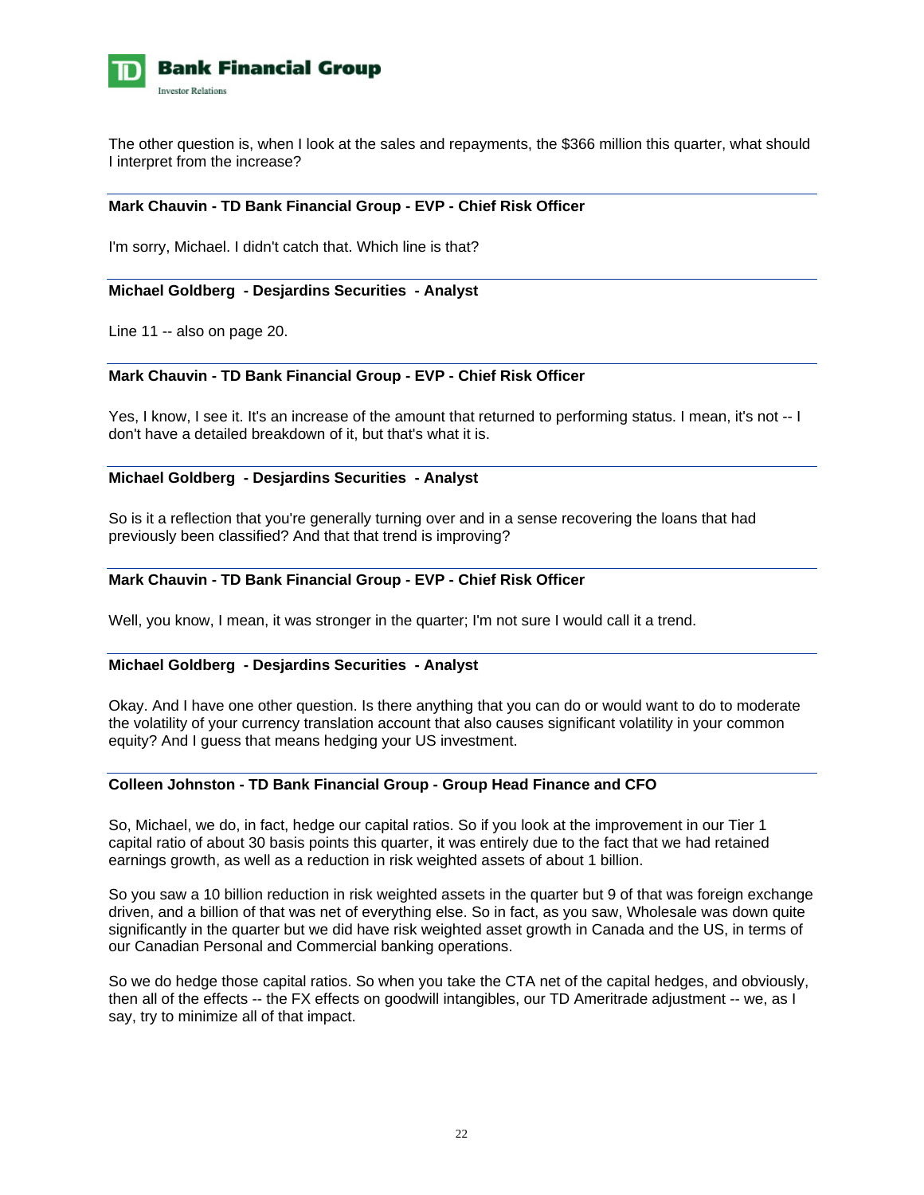The other question is, when I look at the sales and repayments, the $366 million this quarter, what should I interpret from the increase?

**Mark Chauvin - TD Bank Financial Group - EVP - Chief Risk Officer**

I'm sorry, Michael. I didn't catch that. Which line is that?

**Michael Goldberg - Desjardins Securities - Analyst**

Line 11 -- also on page 20.

**Mark Chauvin - TD Bank Financial Group - EVP - Chief Risk Officer**

Yes, I know, I see it. It's an increase of the amount that returned to performing status. I mean, it's not -- I don't have a detailed breakdown of it, but that's what it is.

**Michael Goldberg - Desjardins Securities - Analyst**

So is it a reflection that you're generally turning over and in a sense recovering the loans that had previously been classified? And that that trend is improving?

**Mark Chauvin - TD Bank Financial Group - EVP - Chief Risk Officer**

Well, you know, I mean, it was stronger in the quarter; I'm not sure I would call it a trend.

**Michael Goldberg - Desjardins Securities - Analyst**

Okay. And I have one other question. Is there anything that you can do or would want to do to moderate the volatility of your currency translation account that also causes significant volatility in your common equity? And I guess that means hedging your US investment.

**Colleen Johnston - TD Bank Financial Group - Group Head Finance and CFO**

So, Michael, we do, in fact, hedge our capital ratios. So if you look at the improvement in our Tier 1 capital ratio of about 30 basis points this quarter, it was entirely due to the fact that we had retained earnings growth, as well as a reduction in risk weighted assets of about 1 billion.

So you saw a 10 billion reduction in risk weighted assets in the quarter but 9 of that was foreign exchange driven, and a billion of that was net of everything else. So in fact, as you saw, Wholesale was down quite significantly in the quarter but we did have risk weighted asset growth in Canada and the US, in terms of our Canadian Personal and Commercial banking operations.

So we do hedge those capital ratios. So when you take the CTA net of the capital hedges, and obviously, then all of the effects -- the FX effects on goodwill intangibles, our TD Ameritrade adjustment -- we, as I say, try to minimize all of that impact.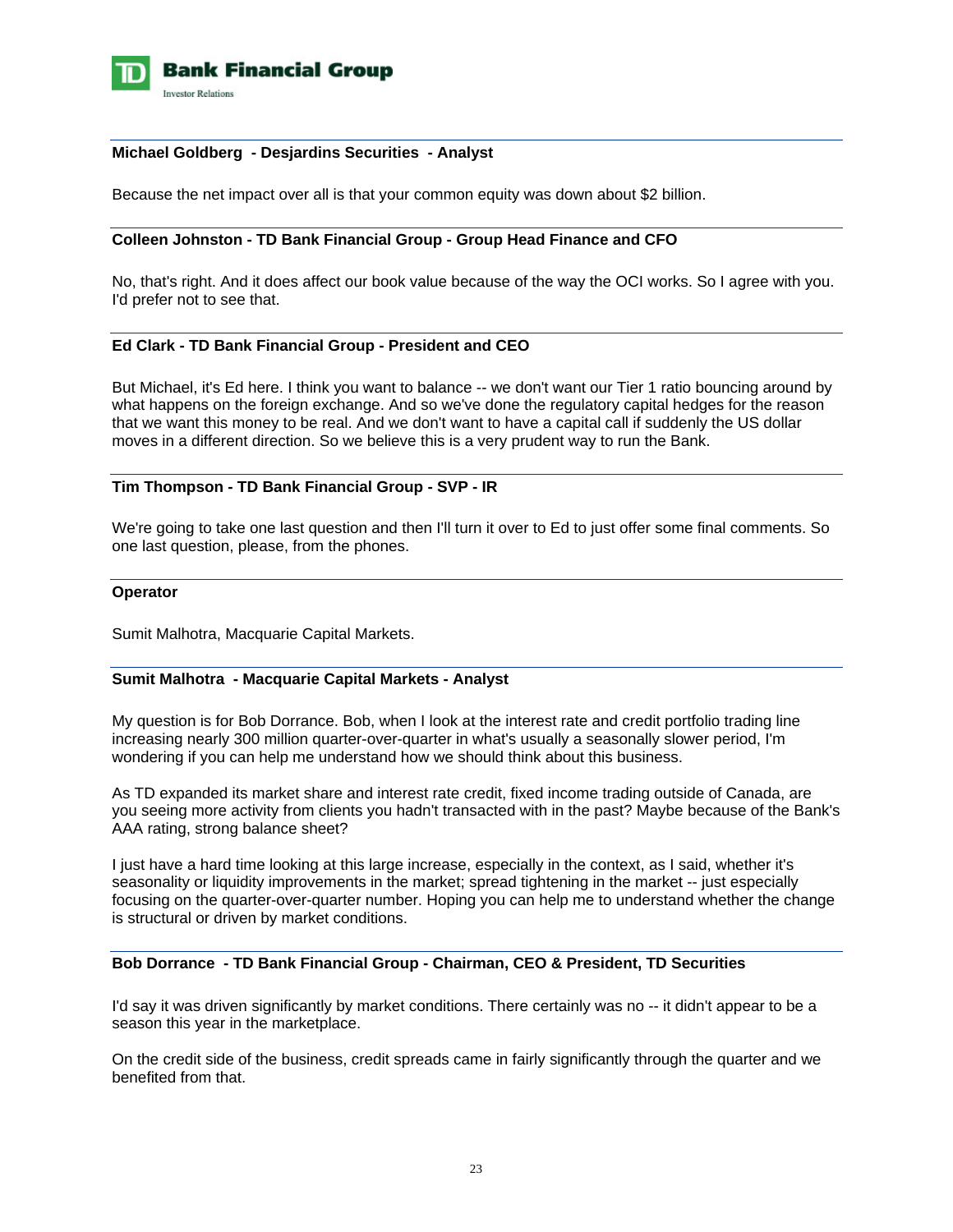**Michael Goldberg - Desjardins Securities - Analyst**

Because the net impact over all is that your common equity was down about $2 billion.

---

**Colleen Johnston - TD Bank Financial Group - Group Head Finance and CFO**

No, that's right. And it does affect our book value because of the way the OCI works. So I agree with you. I'd prefer not to see that.

---

**Ed Clark - TD Bank Financial Group - President and CEO**

But Michael, it's Ed here. I think you want to balance -- we don't want our Tier 1 ratio bouncing around by what happens on the foreign exchange. And so we've done the regulatory capital hedges for the reason that we want this money to be real. And we don't want to have a capital call if suddenly the US dollar moves in a different direction. So we believe this is a very prudent way to run the Bank.

---

**Tim Thompson - TD Bank Financial Group - SVP - IR**

We're going to take one last question and then I'll turn it over to Ed to just offer some final comments. So one last question, please, from the phones.

---

**Operator**

Sumit Malhotra, Macquarie Capital Markets.

---

**Sumit Malhotra - Macquarie Capital Markets - Analyst**

My question is for Bob Dorrance. Bob, when I look at the interest rate and credit portfolio trading line increasing nearly 300 million quarter-over-quarter in what's usually a seasonally slower period, I'm wondering if you can help me understand how we should think about this business.

As TD expanded its market share and interest rate credit, fixed income trading outside of Canada, are you seeing more activity from clients you hadn't transacted with in the past? Maybe because of the Bank's AAA rating, strong balance sheet?

I just have a hard time looking at this large increase, especially in the context, as I said, whether it's seasonality or liquidity improvements in the market; spread tightening in the market -- just especially focusing on the quarter-over-quarter number. Hoping you can help me to understand whether the change is structural or driven by market conditions.

---

**Bob Dorrance - TD Bank Financial Group - Chairman, CEO & President, TD Securities**

I'd say it was driven significantly by market conditions. There certainly was no -- it didn't appear to be a season this year in the marketplace.

On the credit side of the business, credit spreads came in fairly significantly through the quarter and we benefited from that.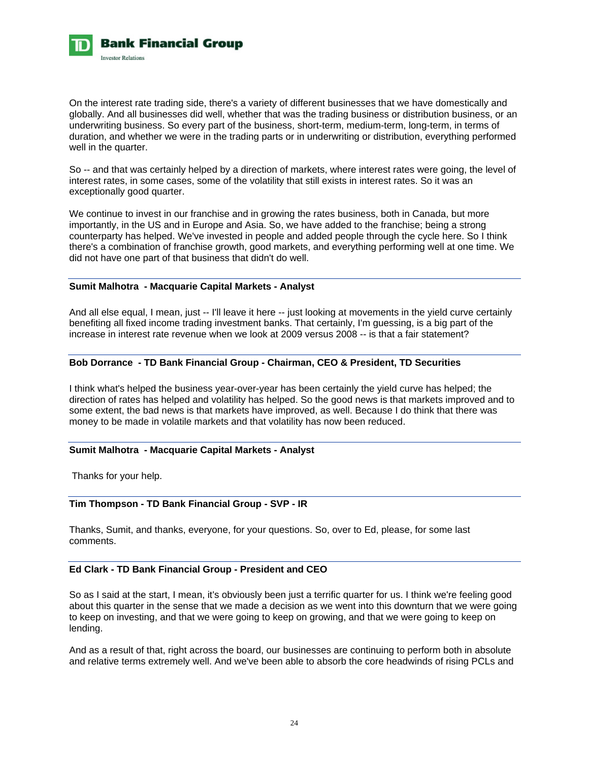On the interest rate trading side, there's a variety of different businesses that we have domestically and globally. And all businesses did well, whether that was the trading business or distribution business, or an underwriting business. So every part of the business, short-term, medium-term, long-term, in terms of duration, and whether we were in the trading parts or in underwriting or distribution, everything performed well in the quarter.

So -- and that was certainly helped by a direction of markets, where interest rates were going, the level of interest rates, in some cases, some of the volatility that still exists in interest rates. So it was an exceptionally good quarter.

We continue to invest in our franchise and in growing the rates business, both in Canada, but more importantly, in the US and in Europe and Asia. So, we have added to the franchise; being a strong counterparty has helped. We've invested in people and added people through the cycle here. So I think there's a combination of franchise growth, good markets, and everything performing well at one time. We did not have one part of that business that didn't do well.

**Sumit Malhotra - Macquarie Capital Markets - Analyst**

And all else equal, I mean, just -- I'll leave it here -- just looking at movements in the yield curve certainly benefiting all fixed income trading investment banks. That certainly, I'm guessing, is a big part of the increase in interest rate revenue when we look at 2009 versus 2008 -- is that a fair statement?

**Bob Dorrance - TD Bank Financial Group - Chairman, CEO & President, TD Securities**

I think what's helped the business year-over-year has been certainly the yield curve has helped; the direction of rates has helped and volatility has helped. So the good news is that markets improved and to some extent, the bad news is that markets have improved, as well. Because I do think that there was money to be made in volatile markets and that volatility has now been reduced.

**Sumit Malhotra - Macquarie Capital Markets - Analyst**

Thanks for your help.

**Tim Thompson - TD Bank Financial Group - SVP - IR**

Thanks, Sumit, and thanks, everyone, for your questions. So, over to Ed, please, for some last comments.

**Ed Clark - TD Bank Financial Group - President and CEO**

So as I said at the start, I mean, it's obviously been just a terrific quarter for us. I think we're feeling good about this quarter in the sense that we made a decision as we went into this downturn that we were going to keep on investing, and that we were going to keep on growing, and that we were going to keep on lending.

And as a result of that, right across the board, our businesses are continuing to perform both in absolute and relative terms extremely well. And we've been able to absorb the core headwinds of rising PCLs and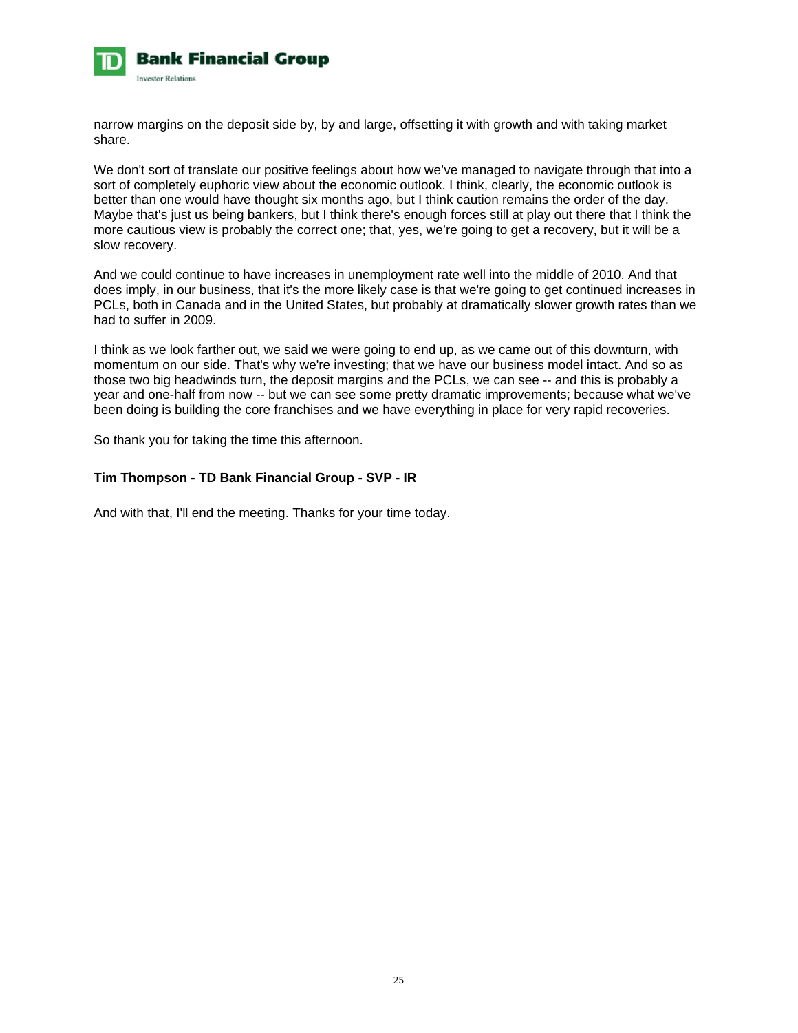narrow margins on the deposit side by, by and large, offsetting it with growth and with taking market share.

We don't sort of translate our positive feelings about how we've managed to navigate through that into a sort of completely euphoric view about the economic outlook. I think, clearly, the economic outlook is better than one would have thought six months ago, but I think caution remains the order of the day. Maybe that's just us being bankers, but I think there's enough forces still at play out there that I think the more cautious view is probably the correct one; that, yes, we're going to get a recovery, but it will be a slow recovery.

And we could continue to have increases in unemployment rate well into the middle of 2010. And that does imply, in our business, that it's the more likely case is that we're going to get continued increases in PCLs, both in Canada and in the United States, but probably at dramatically slower growth rates than we had to suffer in 2009.

I think as we look farther out, we said we were going to end up, as we came out of this downturn, with momentum on our side. That's why we're investing; that we have our business model intact. And so as those two big headwinds turn, the deposit margins and the PCLs, we can see -- and this is probably a year and one-half from now -- but we can see some pretty dramatic improvements; because what we've been doing is building the core franchises and we have everything in place for very rapid recoveries.

So thank you for taking the time this afternoon.

---

**Tim Thompson - TD Bank Financial Group - SVP - IR**

And with that, I'll end the meeting. Thanks for your time today.